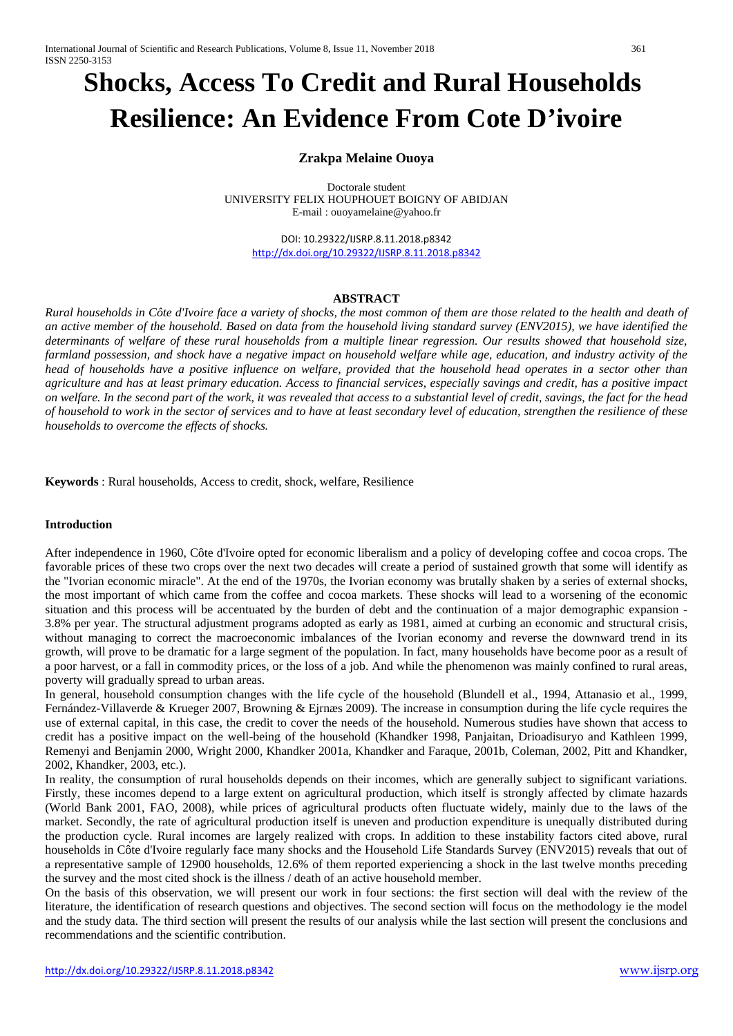# Shocks, Access To Credit and Rural Households Resilience: An Evidence From Cote D'ivoire

**Zrakpa Melaine Ouoya**

Doctorale student
UNIVERSITY FELIX HOUPHOUET BOIGNY OF ABIDJAN
E-mail : ouoyamelaine@yahoo.fr

DOI: 10.29322/IJSRP.8.11.2018.p8342
http://dx.doi.org/10.29322/IJSRP.8.11.2018.p8342

## ABSTRACT

*Rural households in Côte d'Ivoire face a variety of shocks, the most common of them are those related to the health and death of an active member of the household. Based on data from the household living standard survey (ENV2015), we have identified the determinants of welfare of these rural households from a multiple linear regression. Our results showed that household size, farmland possession, and shock have a negative impact on household welfare while age, education, and industry activity of the head of households have a positive influence on welfare, provided that the household head operates in a sector other than agriculture and has at least primary education. Access to financial services, especially savings and credit, has a positive impact on welfare. In the second part of the work, it was revealed that access to a substantial level of credit, savings, the fact for the head of household to work in the sector of services and to have at least secondary level of education, strengthen the resilience of these households to overcome the effects of shocks.*

**Keywords** : Rural households, Access to credit, shock, welfare, Resilience

### Introduction

After independence in 1960, Côte d'Ivoire opted for economic liberalism and a policy of developing coffee and cocoa crops. The favorable prices of these two crops over the next two decades will create a period of sustained growth that some will identify as the "Ivorian economic miracle". At the end of the 1970s, the Ivorian economy was brutally shaken by a series of external shocks, the most important of which came from the coffee and cocoa markets. These shocks will lead to a worsening of the economic situation and this process will be accentuated by the burden of debt and the continuation of a major demographic expansion - 3.8% per year. The structural adjustment programs adopted as early as 1981, aimed at curbing an economic and structural crisis, without managing to correct the macroeconomic imbalances of the Ivorian economy and reverse the downward trend in its growth, will prove to be dramatic for a large segment of the population. In fact, many households have become poor as a result of a poor harvest, or a fall in commodity prices, or the loss of a job. And while the phenomenon was mainly confined to rural areas, poverty will gradually spread to urban areas.

In general, household consumption changes with the life cycle of the household (Blundell et al., 1994, Attanasio et al., 1999, Fernández-Villaverde & Krueger 2007, Browning & Ejrnæs 2009). The increase in consumption during the life cycle requires the use of external capital, in this case, the credit to cover the needs of the household. Numerous studies have shown that access to credit has a positive impact on the well-being of the household (Khandker 1998, Panjaitan, Drioadisuryo and Kathleen 1999, Remenyi and Benjamin 2000, Wright 2000, Khandker 2001a, Khandker and Faraque, 2001b, Coleman, 2002, Pitt and Khandker, 2002, Khandker, 2003, etc.).

In reality, the consumption of rural households depends on their incomes, which are generally subject to significant variations. Firstly, these incomes depend to a large extent on agricultural production, which itself is strongly affected by climate hazards (World Bank 2001, FAO, 2008), while prices of agricultural products often fluctuate widely, mainly due to the laws of the market. Secondly, the rate of agricultural production itself is uneven and production expenditure is unequally distributed during the production cycle. Rural incomes are largely realized with crops. In addition to these instability factors cited above, rural households in Côte d'Ivoire regularly face many shocks and the Household Life Standards Survey (ENV2015) reveals that out of a representative sample of 12900 households, 12.6% of them reported experiencing a shock in the last twelve months preceding the survey and the most cited shock is the illness / death of an active household member.

On the basis of this observation, we will present our work in four sections: the first section will deal with the review of the literature, the identification of research questions and objectives. The second section will focus on the methodology ie the model and the study data. The third section will present the results of our analysis while the last section will present the conclusions and recommendations and the scientific contribution.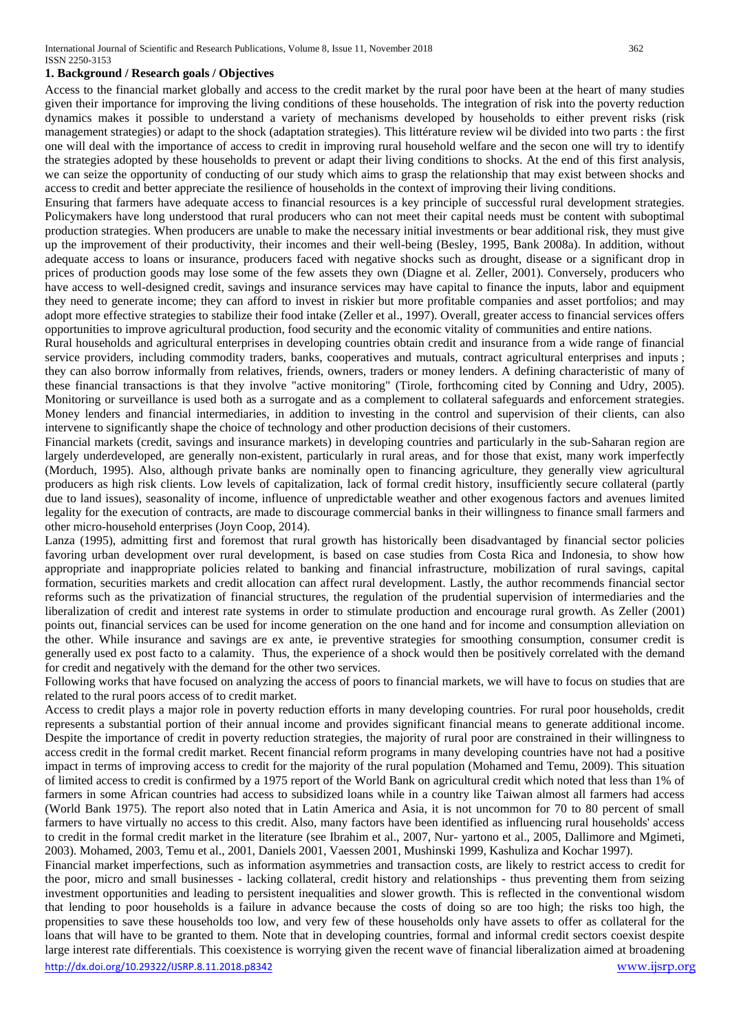## 1. Background / Research goals / Objectives

Access to the financial market globally and access to the credit market by the rural poor have been at the heart of many studies given their importance for improving the living conditions of these households. The integration of risk into the poverty reduction dynamics makes it possible to understand a variety of mechanisms developed by households to either prevent risks (risk management strategies) or adapt to the shock (adaptation strategies). This littérature review wil be divided into two parts : the first one will deal with the importance of access to credit in improving rural household welfare and the secon one will try to identify the strategies adopted by these households to prevent or adapt their living conditions to shocks. At the end of this first analysis, we can seize the opportunity of conducting of our study which aims to grasp the relationship that may exist between shocks and access to credit and better appreciate the resilience of households in the context of improving their living conditions.

Ensuring that farmers have adequate access to financial resources is a key principle of successful rural development strategies. Policymakers have long understood that rural producers who can not meet their capital needs must be content with suboptimal production strategies. When producers are unable to make the necessary initial investments or bear additional risk, they must give up the improvement of their productivity, their incomes and their well-being (Besley, 1995, Bank 2008a). In addition, without adequate access to loans or insurance, producers faced with negative shocks such as drought, disease or a significant drop in prices of production goods may lose some of the few assets they own (Diagne et al. Zeller, 2001). Conversely, producers who have access to well-designed credit, savings and insurance services may have capital to finance the inputs, labor and equipment they need to generate income; they can afford to invest in riskier but more profitable companies and asset portfolios; and may adopt more effective strategies to stabilize their food intake (Zeller et al., 1997). Overall, greater access to financial services offers opportunities to improve agricultural production, food security and the economic vitality of communities and entire nations.

Rural households and agricultural enterprises in developing countries obtain credit and insurance from a wide range of financial service providers, including commodity traders, banks, cooperatives and mutuals, contract agricultural enterprises and inputs ; they can also borrow informally from relatives, friends, owners, traders or money lenders. A defining characteristic of many of these financial transactions is that they involve "active monitoring" (Tirole, forthcoming cited by Conning and Udry, 2005). Monitoring or surveillance is used both as a surrogate and as a complement to collateral safeguards and enforcement strategies. Money lenders and financial intermediaries, in addition to investing in the control and supervision of their clients, can also intervene to significantly shape the choice of technology and other production decisions of their customers.

Financial markets (credit, savings and insurance markets) in developing countries and particularly in the sub-Saharan region are largely underdeveloped, are generally non-existent, particularly in rural areas, and for those that exist, many work imperfectly (Morduch, 1995). Also, although private banks are nominally open to financing agriculture, they generally view agricultural producers as high risk clients. Low levels of capitalization, lack of formal credit history, insufficiently secure collateral (partly due to land issues), seasonality of income, influence of unpredictable weather and other exogenous factors and avenues limited legality for the execution of contracts, are made to discourage commercial banks in their willingness to finance small farmers and other micro-household enterprises (Joyn Coop, 2014).

Lanza (1995), admitting first and foremost that rural growth has historically been disadvantaged by financial sector policies favoring urban development over rural development, is based on case studies from Costa Rica and Indonesia, to show how appropriate and inappropriate policies related to banking and financial infrastructure, mobilization of rural savings, capital formation, securities markets and credit allocation can affect rural development. Lastly, the author recommends financial sector reforms such as the privatization of financial structures, the regulation of the prudential supervision of intermediaries and the liberalization of credit and interest rate systems in order to stimulate production and encourage rural growth. As Zeller (2001) points out, financial services can be used for income generation on the one hand and for income and consumption alleviation on the other. While insurance and savings are ex ante, ie preventive strategies for smoothing consumption, consumer credit is generally used ex post facto to a calamity. Thus, the experience of a shock would then be positively correlated with the demand for credit and negatively with the demand for the other two services.

Following works that have focused on analyzing the access of poors to financial markets, we will have to focus on studies that are related to the rural poors access of to credit market.

Access to credit plays a major role in poverty reduction efforts in many developing countries. For rural poor households, credit represents a substantial portion of their annual income and provides significant financial means to generate additional income. Despite the importance of credit in poverty reduction strategies, the majority of rural poor are constrained in their willingness to access credit in the formal credit market. Recent financial reform programs in many developing countries have not had a positive impact in terms of improving access to credit for the majority of the rural population (Mohamed and Temu, 2009). This situation of limited access to credit is confirmed by a 1975 report of the World Bank on agricultural credit which noted that less than 1% of farmers in some African countries had access to subsidized loans while in a country like Taiwan almost all farmers had access (World Bank 1975). The report also noted that in Latin America and Asia, it is not uncommon for 70 to 80 percent of small farmers to have virtually no access to this credit. Also, many factors have been identified as influencing rural households' access to credit in the formal credit market in the literature (see Ibrahim et al., 2007, Nur- yartono et al., 2005, Dallimore and Mgimeti, 2003). Mohamed, 2003, Temu et al., 2001, Daniels 2001, Vaessen 2001, Mushinski 1999, Kashuliza and Kochar 1997).

Financial market imperfections, such as information asymmetries and transaction costs, are likely to restrict access to credit for the poor, micro and small businesses - lacking collateral, credit history and relationships - thus preventing them from seizing investment opportunities and leading to persistent inequalities and slower growth. This is reflected in the conventional wisdom that lending to poor households is a failure in advance because the costs of doing so are too high; the risks too high, the propensities to save these households too low, and very few of these households only have assets to offer as collateral for the loans that will have to be granted to them. Note that in developing countries, formal and informal credit sectors coexist despite large interest rate differentials. This coexistence is worrying given the recent wave of financial liberalization aimed at broadening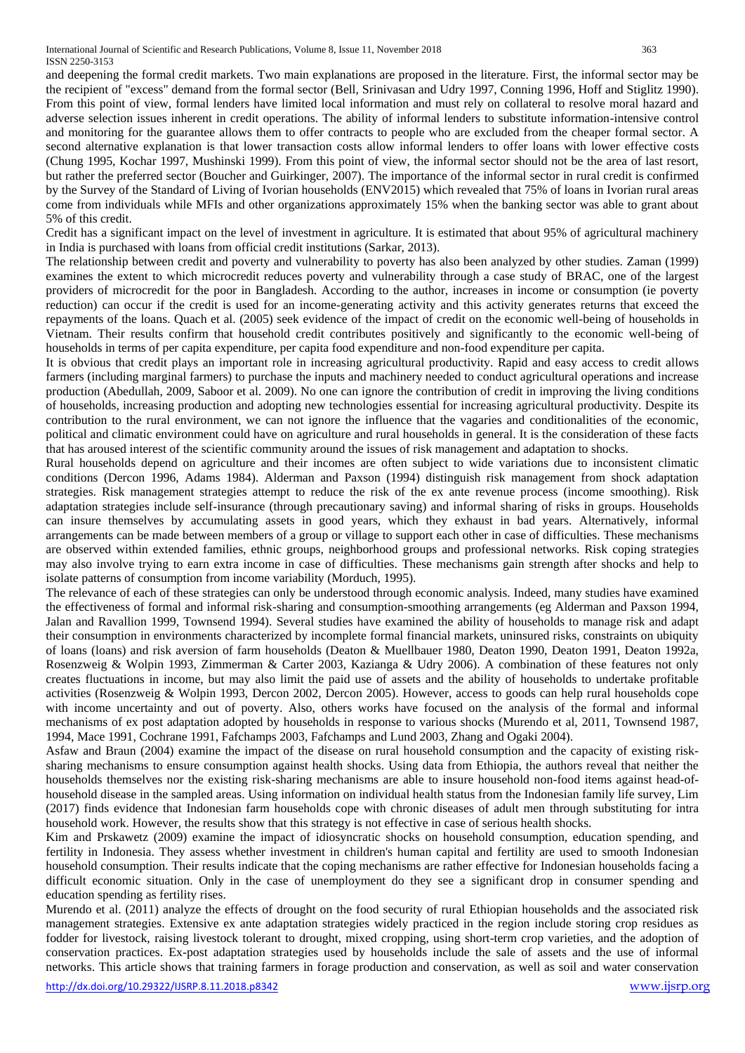and deepening the formal credit markets. Two main explanations are proposed in the literature. First, the informal sector may be the recipient of "excess" demand from the formal sector (Bell, Srinivasan and Udry 1997, Conning 1996, Hoff and Stiglitz 1990). From this point of view, formal lenders have limited local information and must rely on collateral to resolve moral hazard and adverse selection issues inherent in credit operations. The ability of informal lenders to substitute information-intensive control and monitoring for the guarantee allows them to offer contracts to people who are excluded from the cheaper formal sector. A second alternative explanation is that lower transaction costs allow informal lenders to offer loans with lower effective costs (Chung 1995, Kochar 1997, Mushinski 1999). From this point of view, the informal sector should not be the area of last resort, but rather the preferred sector (Boucher and Guirkinger, 2007). The importance of the informal sector in rural credit is confirmed by the Survey of the Standard of Living of Ivorian households (ENV2015) which revealed that 75% of loans in Ivorian rural areas come from individuals while MFIs and other organizations approximately 15% when the banking sector was able to grant about 5% of this credit.

Credit has a significant impact on the level of investment in agriculture. It is estimated that about 95% of agricultural machinery in India is purchased with loans from official credit institutions (Sarkar, 2013).

The relationship between credit and poverty and vulnerability to poverty has also been analyzed by other studies. Zaman (1999) examines the extent to which microcredit reduces poverty and vulnerability through a case study of BRAC, one of the largest providers of microcredit for the poor in Bangladesh. According to the author, increases in income or consumption (ie poverty reduction) can occur if the credit is used for an income-generating activity and this activity generates returns that exceed the repayments of the loans. Quach et al. (2005) seek evidence of the impact of credit on the economic well-being of households in Vietnam. Their results confirm that household credit contributes positively and significantly to the economic well-being of households in terms of per capita expenditure, per capita food expenditure and non-food expenditure per capita.

It is obvious that credit plays an important role in increasing agricultural productivity. Rapid and easy access to credit allows farmers (including marginal farmers) to purchase the inputs and machinery needed to conduct agricultural operations and increase production (Abedullah, 2009, Saboor et al. 2009). No one can ignore the contribution of credit in improving the living conditions of households, increasing production and adopting new technologies essential for increasing agricultural productivity. Despite its contribution to the rural environment, we can not ignore the influence that the vagaries and conditionalities of the economic, political and climatic environment could have on agriculture and rural households in general. It is the consideration of these facts that has aroused interest of the scientific community around the issues of risk management and adaptation to shocks.

Rural households depend on agriculture and their incomes are often subject to wide variations due to inconsistent climatic conditions (Dercon 1996, Adams 1984). Alderman and Paxson (1994) distinguish risk management from shock adaptation strategies. Risk management strategies attempt to reduce the risk of the ex ante revenue process (income smoothing). Risk adaptation strategies include self-insurance (through precautionary saving) and informal sharing of risks in groups. Households can insure themselves by accumulating assets in good years, which they exhaust in bad years. Alternatively, informal arrangements can be made between members of a group or village to support each other in case of difficulties. These mechanisms are observed within extended families, ethnic groups, neighborhood groups and professional networks. Risk coping strategies may also involve trying to earn extra income in case of difficulties. These mechanisms gain strength after shocks and help to isolate patterns of consumption from income variability (Morduch, 1995).

The relevance of each of these strategies can only be understood through economic analysis. Indeed, many studies have examined the effectiveness of formal and informal risk-sharing and consumption-smoothing arrangements (eg Alderman and Paxson 1994, Jalan and Ravallion 1999, Townsend 1994). Several studies have examined the ability of households to manage risk and adapt their consumption in environments characterized by incomplete formal financial markets, uninsured risks, constraints on ubiquity of loans (loans) and risk aversion of farm households (Deaton & Muellbauer 1980, Deaton 1990, Deaton 1991, Deaton 1992a, Rosenzweig & Wolpin 1993, Zimmerman & Carter 2003, Kazianga & Udry 2006). A combination of these features not only creates fluctuations in income, but may also limit the paid use of assets and the ability of households to undertake profitable activities (Rosenzweig & Wolpin 1993, Dercon 2002, Dercon 2005). However, access to goods can help rural households cope with income uncertainty and out of poverty. Also, others works have focused on the analysis of the formal and informal mechanisms of ex post adaptation adopted by households in response to various shocks (Murendo et al, 2011, Townsend 1987, 1994, Mace 1991, Cochrane 1991, Fafchamps 2003, Fafchamps and Lund 2003, Zhang and Ogaki 2004).

Asfaw and Braun (2004) examine the impact of the disease on rural household consumption and the capacity of existing risk-sharing mechanisms to ensure consumption against health shocks. Using data from Ethiopia, the authors reveal that neither the households themselves nor the existing risk-sharing mechanisms are able to insure household non-food items against head-of-household disease in the sampled areas. Using information on individual health status from the Indonesian family life survey, Lim (2017) finds evidence that Indonesian farm households cope with chronic diseases of adult men through substituting for intra household work. However, the results show that this strategy is not effective in case of serious health shocks.

Kim and Prskawetz (2009) examine the impact of idiosyncratic shocks on household consumption, education spending, and fertility in Indonesia. They assess whether investment in children's human capital and fertility are used to smooth Indonesian household consumption. Their results indicate that the coping mechanisms are rather effective for Indonesian households facing a difficult economic situation. Only in the case of unemployment do they see a significant drop in consumer spending and education spending as fertility rises.

Murendo et al. (2011) analyze the effects of drought on the food security of rural Ethiopian households and the associated risk management strategies. Extensive ex ante adaptation strategies widely practiced in the region include storing crop residues as fodder for livestock, raising livestock tolerant to drought, mixed cropping, using short-term crop varieties, and the adoption of conservation practices. Ex-post adaptation strategies used by households include the sale of assets and the use of informal networks. This article shows that training farmers in forage production and conservation, as well as soil and water conservation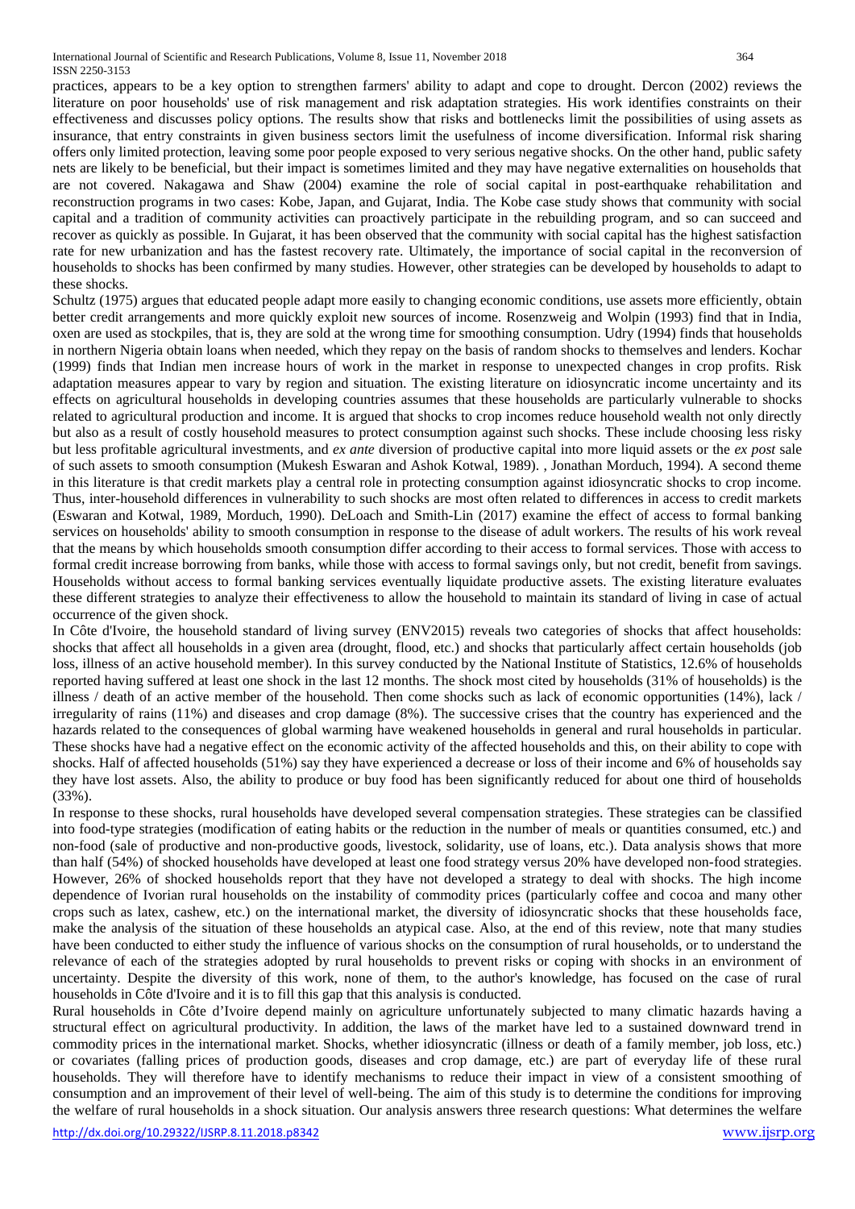practices, appears to be a key option to strengthen farmers' ability to adapt and cope to drought. Dercon (2002) reviews the literature on poor households' use of risk management and risk adaptation strategies. His work identifies constraints on their effectiveness and discusses policy options. The results show that risks and bottlenecks limit the possibilities of using assets as insurance, that entry constraints in given business sectors limit the usefulness of income diversification. Informal risk sharing offers only limited protection, leaving some poor people exposed to very serious negative shocks. On the other hand, public safety nets are likely to be beneficial, but their impact is sometimes limited and they may have negative externalities on households that are not covered. Nakagawa and Shaw (2004) examine the role of social capital in post-earthquake rehabilitation and reconstruction programs in two cases: Kobe, Japan, and Gujarat, India. The Kobe case study shows that community with social capital and a tradition of community activities can proactively participate in the rebuilding program, and so can succeed and recover as quickly as possible. In Gujarat, it has been observed that the community with social capital has the highest satisfaction rate for new urbanization and has the fastest recovery rate. Ultimately, the importance of social capital in the reconversion of households to shocks has been confirmed by many studies. However, other strategies can be developed by households to adapt to these shocks.

Schultz (1975) argues that educated people adapt more easily to changing economic conditions, use assets more efficiently, obtain better credit arrangements and more quickly exploit new sources of income. Rosenzweig and Wolpin (1993) find that in India, oxen are used as stockpiles, that is, they are sold at the wrong time for smoothing consumption. Udry (1994) finds that households in northern Nigeria obtain loans when needed, which they repay on the basis of random shocks to themselves and lenders. Kochar (1999) finds that Indian men increase hours of work in the market in response to unexpected changes in crop profits. Risk adaptation measures appear to vary by region and situation. The existing literature on idiosyncratic income uncertainty and its effects on agricultural households in developing countries assumes that these households are particularly vulnerable to shocks related to agricultural production and income. It is argued that shocks to crop incomes reduce household wealth not only directly but also as a result of costly household measures to protect consumption against such shocks. These include choosing less risky but less profitable agricultural investments, and *ex ante* diversion of productive capital into more liquid assets or the *ex post* sale of such assets to smooth consumption (Mukesh Eswaran and Ashok Kotwal, 1989). , Jonathan Morduch, 1994). A second theme in this literature is that credit markets play a central role in protecting consumption against idiosyncratic shocks to crop income. Thus, inter-household differences in vulnerability to such shocks are most often related to differences in access to credit markets (Eswaran and Kotwal, 1989, Morduch, 1990). DeLoach and Smith-Lin (2017) examine the effect of access to formal banking services on households' ability to smooth consumption in response to the disease of adult workers. The results of his work reveal that the means by which households smooth consumption differ according to their access to formal services. Those with access to formal credit increase borrowing from banks, while those with access to formal savings only, but not credit, benefit from savings. Households without access to formal banking services eventually liquidate productive assets. The existing literature evaluates these different strategies to analyze their effectiveness to allow the household to maintain its standard of living in case of actual occurrence of the given shock.

In Côte d'Ivoire, the household standard of living survey (ENV2015) reveals two categories of shocks that affect households: shocks that affect all households in a given area (drought, flood, etc.) and shocks that particularly affect certain households (job loss, illness of an active household member). In this survey conducted by the National Institute of Statistics, 12.6% of households reported having suffered at least one shock in the last 12 months. The shock most cited by households (31% of households) is the illness / death of an active member of the household. Then come shocks such as lack of economic opportunities (14%), lack / irregularity of rains (11%) and diseases and crop damage (8%). The successive crises that the country has experienced and the hazards related to the consequences of global warming have weakened households in general and rural households in particular. These shocks have had a negative effect on the economic activity of the affected households and this, on their ability to cope with shocks. Half of affected households (51%) say they have experienced a decrease or loss of their income and 6% of households say they have lost assets. Also, the ability to produce or buy food has been significantly reduced for about one third of households (33%).

In response to these shocks, rural households have developed several compensation strategies. These strategies can be classified into food-type strategies (modification of eating habits or the reduction in the number of meals or quantities consumed, etc.) and non-food (sale of productive and non-productive goods, livestock, solidarity, use of loans, etc.). Data analysis shows that more than half (54%) of shocked households have developed at least one food strategy versus 20% have developed non-food strategies. However, 26% of shocked households report that they have not developed a strategy to deal with shocks. The high income dependence of Ivorian rural households on the instability of commodity prices (particularly coffee and cocoa and many other crops such as latex, cashew, etc.) on the international market, the diversity of idiosyncratic shocks that these households face, make the analysis of the situation of these households an atypical case. Also, at the end of this review, note that many studies have been conducted to either study the influence of various shocks on the consumption of rural households, or to understand the relevance of each of the strategies adopted by rural households to prevent risks or coping with shocks in an environment of uncertainty. Despite the diversity of this work, none of them, to the author's knowledge, has focused on the case of rural households in Côte d'Ivoire and it is to fill this gap that this analysis is conducted.

Rural households in Côte d'Ivoire depend mainly on agriculture unfortunately subjected to many climatic hazards having a structural effect on agricultural productivity. In addition, the laws of the market have led to a sustained downward trend in commodity prices in the international market. Shocks, whether idiosyncratic (illness or death of a family member, job loss, etc.) or covariates (falling prices of production goods, diseases and crop damage, etc.) are part of everyday life of these rural households. They will therefore have to identify mechanisms to reduce their impact in view of a consistent smoothing of consumption and an improvement of their level of well-being. The aim of this study is to determine the conditions for improving the welfare of rural households in a shock situation. Our analysis answers three research questions: What determines the welfare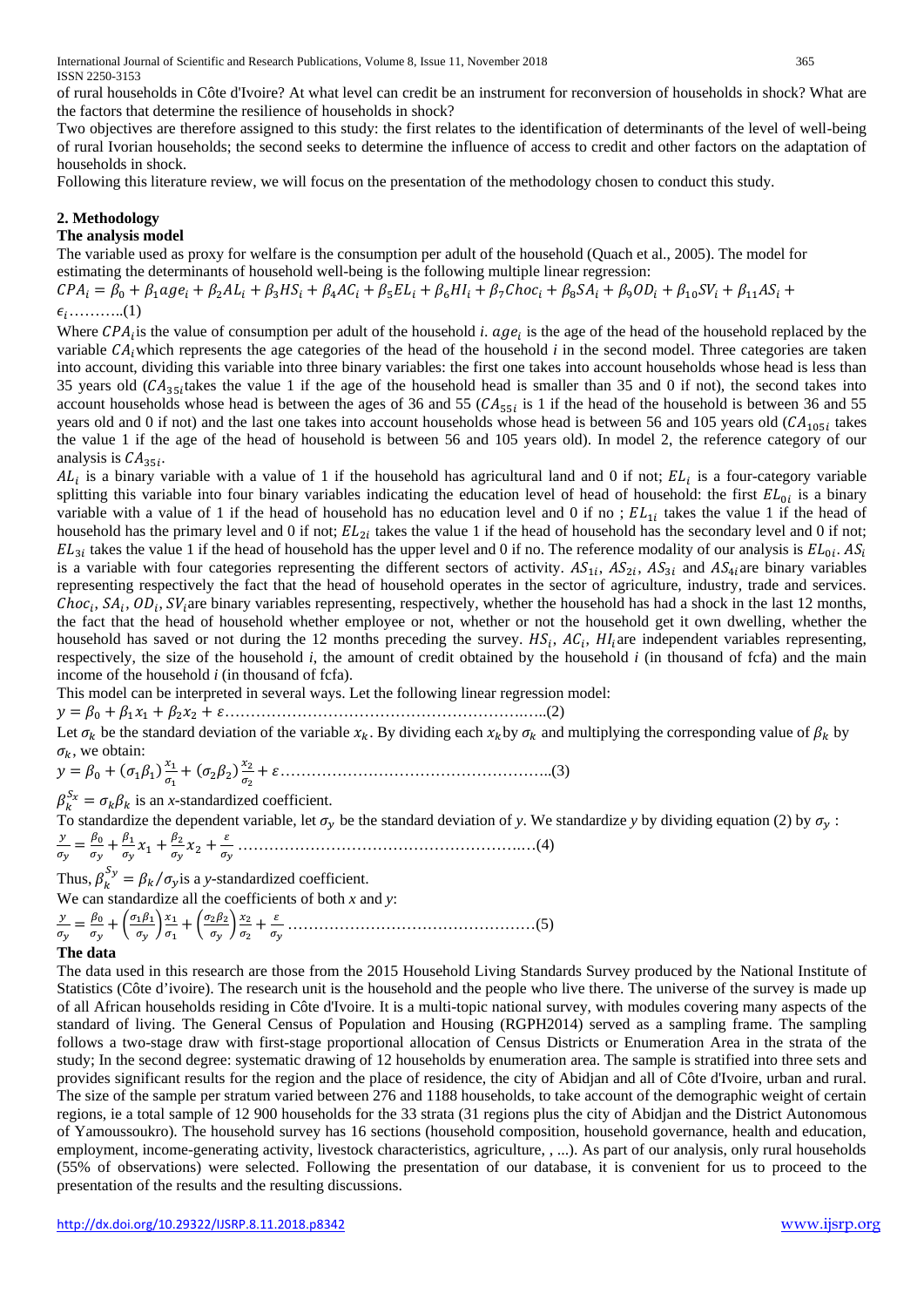of rural households in Côte d'Ivoire? At what level can credit be an instrument for reconversion of households in shock? What are the factors that determine the resilience of households in shock?

Two objectives are therefore assigned to this study: the first relates to the identification of determinants of the level of well-being of rural Ivorian households; the second seeks to determine the influence of access to credit and other factors on the adaptation of households in shock.

Following this literature review, we will focus on the presentation of the methodology chosen to conduct this study.

## 2. Methodology

### The analysis model

The variable used as proxy for welfare is the consumption per adult of the household (Quach et al., 2005). The model for estimating the determinants of household well-being is the following multiple linear regression:

$$CPA_i = \beta_0 + \beta_1 age_i + \beta_2 AL_i + \beta_3 HS_i + \beta_4 AC_i + \beta_5 EL_i + \beta_6 HI_i + \beta_7 Choc_i + \beta_8 SA_i + \beta_9 OD_i + \beta_{10} SV_i + \beta_{11} AS_i + \epsilon_i \ldots\ldots\ldots..(1)$$

Where $CPA_i$ is the value of consumption per adult of the household *i*. $age_i$ is the age of the head of the household replaced by the variable $CA_i$ which represents the age categories of the head of the household *i* in the second model. Three categories are taken into account, dividing this variable into three binary variables: the first one takes into account households whose head is less than 35 years old ($CA_{35i}$ takes the value 1 if the age of the household head is smaller than 35 and 0 if not), the second takes into account households whose head is between the ages of 36 and 55 ($CA_{55i}$ is 1 if the head of the household is between 36 and 55 years old and 0 if not) and the last one takes into account households whose head is between 56 and 105 years old ($CA_{105i}$ takes the value 1 if the age of the head of household is between 56 and 105 years old). In model 2, the reference category of our analysis is $CA_{35i}$.

$AL_i$ is a binary variable with a value of 1 if the household has agricultural land and 0 if not; $EL_i$ is a four-category variable splitting this variable into four binary variables indicating the education level of head of household: the first $EL_{0i}$ is a binary variable with a value of 1 if the head of household has no education level and 0 if no ; $EL_{1i}$ takes the value 1 if the head of household has the primary level and 0 if not; $EL_{2i}$ takes the value 1 if the head of household has the secondary level and 0 if not; $EL_{3i}$ takes the value 1 if the head of household has the upper level and 0 if no. The reference modality of our analysis is $EL_{0i}$. $AS_i$ is a variable with four categories representing the different sectors of activity. $AS_{1i}$, $AS_{2i}$, $AS_{3i}$ and $AS_{4i}$ are binary variables representing respectively the fact that the head of household operates in the sector of agriculture, industry, trade and services. $Choc_i$, $SA_i$, $OD_i$, $SV_i$ are binary variables representing, respectively, whether the household has had a shock in the last 12 months, the fact that the head of household whether employee or not, whether or not the household get it own dwelling, whether the household has saved or not during the 12 months preceding the survey. $HS_i$, $AC_i$, $HI_i$ are independent variables representing, respectively, the size of the household *i*, the amount of credit obtained by the household *i* (in thousand of fcfa) and the main income of the household *i* (in thousand of fcfa).

This model can be interpreted in several ways. Let the following linear regression model:

$$y = \beta_0 + \beta_1 x_1 + \beta_2 x_2 + \varepsilon \ldots\ldots\ldots\ldots\ldots\ldots\ldots\ldots\ldots\ldots..(2)$$

Let $\sigma_k$ be the standard deviation of the variable $x_k$. By dividing each $x_k$ by $\sigma_k$ and multiplying the corresponding value of $\beta_k$ by $\sigma_k$, we obtain:

$$y = \beta_0 + (\sigma_1\beta_1)\frac{x_1}{\sigma_1} + (\sigma_2\beta_2)\frac{x_2}{\sigma_2} + \varepsilon \ldots\ldots\ldots\ldots\ldots\ldots\ldots\ldots..(3)$$

$\beta_k^{S_x} = \sigma_k\beta_k$ is an *x*-standardized coefficient.

To standardize the dependent variable, let $\sigma_y$ be the standard deviation of *y*. We standardize *y* by dividing equation (2) by $\sigma_y$ :

$$\frac{y}{\sigma_y} = \frac{\beta_0}{\sigma_y} + \frac{\beta_1}{\sigma_y}x_1 + \frac{\beta_2}{\sigma_y}x_2 + \frac{\varepsilon}{\sigma_y} \ldots\ldots\ldots\ldots\ldots\ldots\ldots\ldots(4)$$

Thus, $\beta_k^{S_y} = \beta_k/\sigma_y$ is a *y*-standardized coefficient.

We can standardize all the coefficients of both *x* and *y*:

$$\frac{y}{\sigma_y} = \frac{\beta_0}{\sigma_y} + \left(\frac{\sigma_1\beta_1}{\sigma_y}\right)\frac{x_1}{\sigma_1} + \left(\frac{\sigma_2\beta_2}{\sigma_y}\right)\frac{x_2}{\sigma_2} + \frac{\varepsilon}{\sigma_y} \ldots\ldots\ldots\ldots\ldots\ldots\ldots(5)$$

### The data

The data used in this research are those from the 2015 Household Living Standards Survey produced by the National Institute of Statistics (Côte d'ivoire). The research unit is the household and the people who live there. The universe of the survey is made up of all African households residing in Côte d'Ivoire. It is a multi-topic national survey, with modules covering many aspects of the standard of living. The General Census of Population and Housing (RGPH2014) served as a sampling frame. The sampling follows a two-stage draw with first-stage proportional allocation of Census Districts or Enumeration Area in the strata of the study; In the second degree: systematic drawing of 12 households by enumeration area. The sample is stratified into three sets and provides significant results for the region and the place of residence, the city of Abidjan and all of Côte d'Ivoire, urban and rural. The size of the sample per stratum varied between 276 and 1188 households, to take account of the demographic weight of certain regions, ie a total sample of 12 900 households for the 33 strata (31 regions plus the city of Abidjan and the District Autonomous of Yamoussoukro). The household survey has 16 sections (household composition, household governance, health and education, employment, income-generating activity, livestock characteristics, agriculture, , ...). As part of our analysis, only rural households (55% of observations) were selected. Following the presentation of our database, it is convenient for us to proceed to the presentation of the results and the resulting discussions.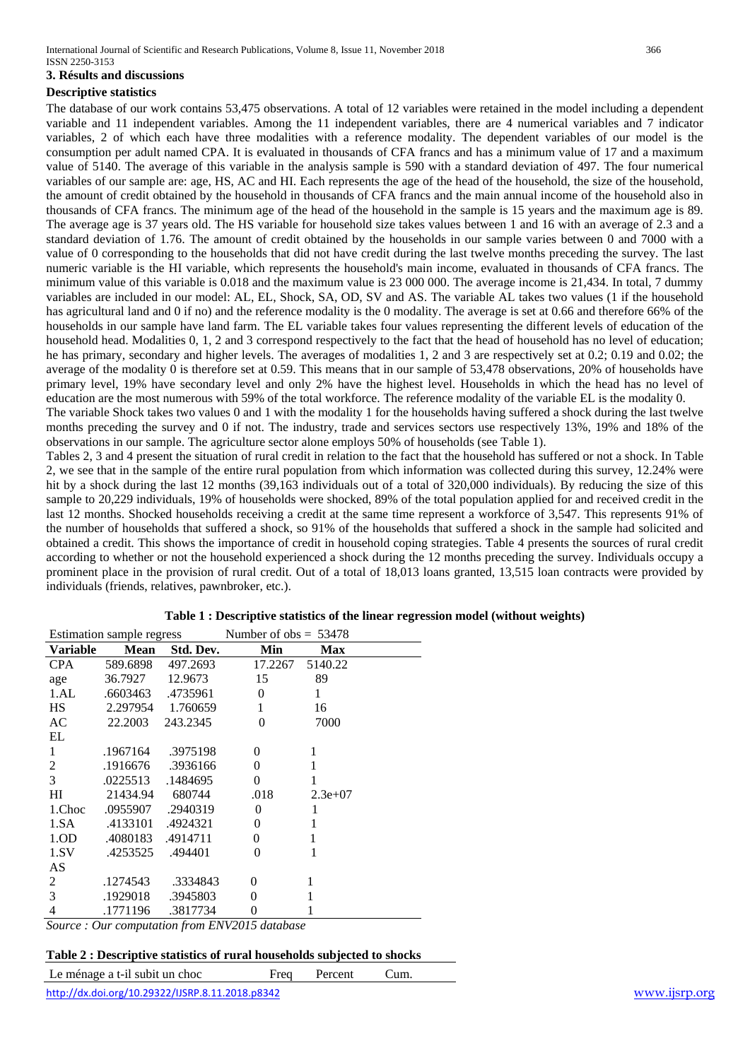**3. Résults and discussions**

**Descriptive statistics**

The database of our work contains 53,475 observations. A total of 12 variables were retained in the model including a dependent variable and 11 independent variables. Among the 11 independent variables, there are 4 numerical variables and 7 indicator variables, 2 of which each have three modalities with a reference modality. The dependent variables of our model is the consumption per adult named CPA. It is evaluated in thousands of CFA francs and has a minimum value of 17 and a maximum value of 5140. The average of this variable in the analysis sample is 590 with a standard deviation of 497. The four numerical variables of our sample are: age, HS, AC and HI. Each represents the age of the head of the household, the size of the household, the amount of credit obtained by the household in thousands of CFA francs and the main annual income of the household also in thousands of CFA francs. The minimum age of the head of the household in the sample is 15 years and the maximum age is 89. The average age is 37 years old. The HS variable for household size takes values between 1 and 16 with an average of 2.3 and a standard deviation of 1.76. The amount of credit obtained by the households in our sample varies between 0 and 7000 with a value of 0 corresponding to the households that did not have credit during the last twelve months preceding the survey. The last numeric variable is the HI variable, which represents the household's main income, evaluated in thousands of CFA francs. The minimum value of this variable is 0.018 and the maximum value is 23 000 000. The average income is 21,434. In total, 7 dummy variables are included in our model: AL, EL, Shock, SA, OD, SV and AS. The variable AL takes two values (1 if the household has agricultural land and 0 if no) and the reference modality is the 0 modality. The average is set at 0.66 and therefore 66% of the households in our sample have land farm. The EL variable takes four values representing the different levels of education of the household head. Modalities 0, 1, 2 and 3 correspond respectively to the fact that the head of household has no level of education; he has primary, secondary and higher levels. The averages of modalities 1, 2 and 3 are respectively set at 0.2; 0.19 and 0.02; the average of the modality 0 is therefore set at 0.59. This means that in our sample of 53,478 observations, 20% of households have primary level, 19% have secondary level and only 2% have the highest level. Households in which the head has no level of education are the most numerous with 59% of the total workforce. The reference modality of the variable EL is the modality 0.

The variable Shock takes two values 0 and 1 with the modality 1 for the households having suffered a shock during the last twelve months preceding the survey and 0 if not. The industry, trade and services sectors use respectively 13%, 19% and 18% of the observations in our sample. The agriculture sector alone employs 50% of households (see Table 1).

Tables 2, 3 and 4 present the situation of rural credit in relation to the fact that the household has suffered or not a shock. In Table 2, we see that in the sample of the entire rural population from which information was collected during this survey, 12.24% were hit by a shock during the last 12 months (39,163 individuals out of a total of 320,000 individuals). By reducing the size of this sample to 20,229 individuals, 19% of households were shocked, 89% of the total population applied for and received credit in the last 12 months. Shocked households receiving a credit at the same time represent a workforce of 3,547. This represents 91% of the number of households that suffered a shock, so 91% of the households that suffered a shock in the sample had solicited and obtained a credit. This shows the importance of credit in household coping strategies. Table 4 presents the sources of rural credit according to whether or not the household experienced a shock during the 12 months preceding the survey. Individuals occupy a prominent place in the provision of rural credit. Out of a total of 18,013 loans granted, 13,515 loan contracts were provided by individuals (friends, relatives, pawnbroker, etc.).

**Table 1 : Descriptive statistics of the linear regression model (without weights)**

| Estimation sample regress | | | Number of obs = 53478 | |
|---|---|---|---|---|
| **Variable** | **Mean** | **Std. Dev.** | **Min** | **Max** |
| CPA | 589.6898 | 497.2693 | 17.2267 | 5140.22 |
| age | 36.7927 | 12.9673 | 15 | 89 |
| 1.AL | .6603463 | .4735961 | 0 | 1 |
| HS | 2.297954 | 1.760659 | 1 | 16 |
| AC | 22.2003 | 243.2345 | 0 | 7000 |
| EL | | | | |
| 1 | .1967164 | .3975198 | 0 | 1 |
| 2 | .1916676 | .3936166 | 0 | 1 |
| 3 | .0225513 | .1484695 | 0 | 1 |
| HI | 21434.94 | 680744 | .018 | 2.3e+07 |
| 1.Choc | .0955907 | .2940319 | 0 | 1 |
| 1.SA | .4133101 | .4924321 | 0 | 1 |
| 1.OD | .4080183 | .4914711 | 0 | 1 |
| 1.SV | .4253525 | .494401 | 0 | 1 |
| AS | | | | |
| 2 | .1274543 | .3334843 | 0 | 1 |
| 3 | .1929018 | .3945803 | 0 | 1 |
| 4 | .1771196 | .3817734 | 0 | 1 |

*Source : Our computation from ENV2015 database*

**Table 2 : Descriptive statistics of rural households subjected to shocks**

| Le ménage a t-il subit un choc | Freq | Percent | Cum. |
|---|---|---|---|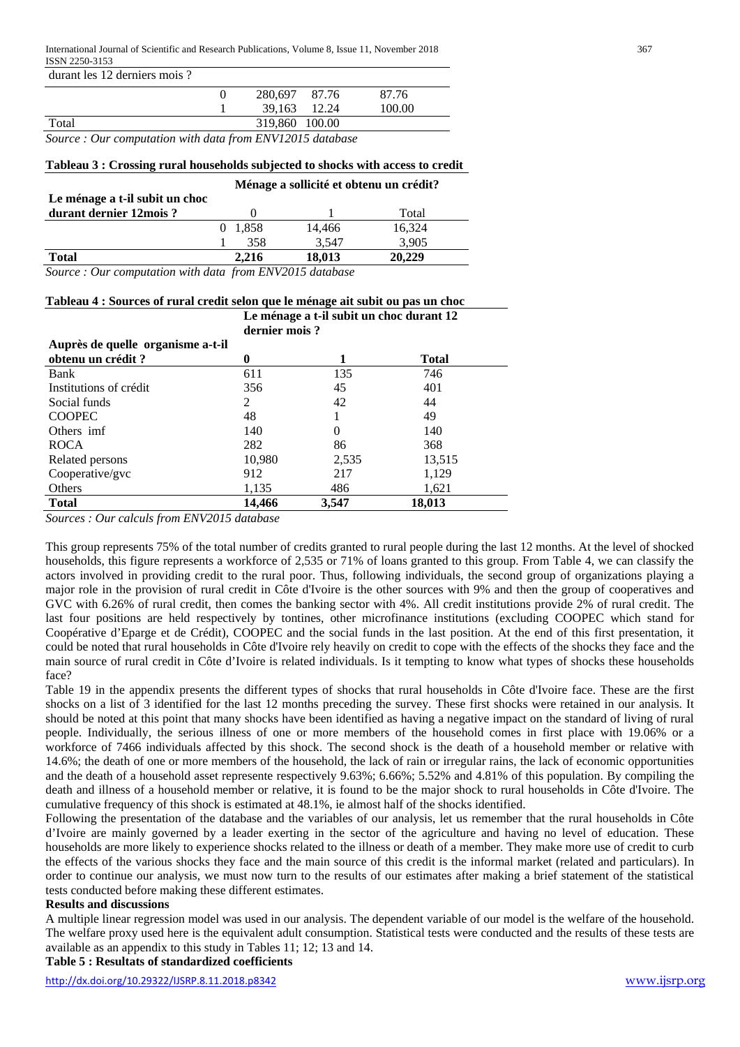| durant les 12 derniers mois ? | | | | |
|---|---|---|---|---|
| | 0 | 280,697 | 87.76 | 87.76 |
| | 1 | 39,163 | 12.24 | 100.00 |
| Total | | 319,860 | 100.00 | |

*Source : Our computation with data from ENV12015 database*

**Tableau 3 : Crossing rural households subjected to shocks with access to credit**

| Le ménage a t-il subit un choc durant dernier 12mois ? | | Ménage a sollicité et obtenu un crédit? | | |
|---|---|---|---|---|
| | | 0 | 1 | Total |
| | 0 | 1,858 | 14,466 | 16,324 |
| | 1 | 358 | 3,547 | 3,905 |
| **Total** | | **2,216** | **18,013** | **20,229** |

*Source : Our computation with data from ENV2015 database*

**Tableau 4 : Sources of rural credit selon que le ménage ait subit ou pas un choc**

| Auprès de quelle organisme a-t-il obtenu un crédit ? | Le ménage a t-il subit un choc durant 12 dernier mois ? | | |
|---|---|---|---|
| | **0** | **1** | **Total** |
| Bank | 611 | 135 | 746 |
| Institutions of crédit | 356 | 45 | 401 |
| Social funds | 2 | 42 | 44 |
| COOPEC | 48 | 1 | 49 |
| Others imf | 140 | 0 | 140 |
| ROCA | 282 | 86 | 368 |
| Related persons | 10,980 | 2,535 | 13,515 |
| Cooperative/gvc | 912 | 217 | 1,129 |
| Others | 1,135 | 486 | 1,621 |
| **Total** | **14,466** | **3,547** | **18,013** |

*Sources : Our calculs from ENV2015 database*

This group represents 75% of the total number of credits granted to rural people during the last 12 months. At the level of shocked households, this figure represents a workforce of 2,535 or 71% of loans granted to this group. From Table 4, we can classify the actors involved in providing credit to the rural poor. Thus, following individuals, the second group of organizations playing a major role in the provision of rural credit in Côte d'Ivoire is the other sources with 9% and then the group of cooperatives and GVC with 6.26% of rural credit, then comes the banking sector with 4%. All credit institutions provide 2% of rural credit. The last four positions are held respectively by tontines, other microfinance institutions (excluding COOPEC which stand for Coopérative d'Eparge et de Crédit), COOPEC and the social funds in the last position. At the end of this first presentation, it could be noted that rural households in Côte d'Ivoire rely heavily on credit to cope with the effects of the shocks they face and the main source of rural credit in Côte d'Ivoire is related individuals. Is it tempting to know what types of shocks these households face?

Table 19 in the appendix presents the different types of shocks that rural households in Côte d'Ivoire face. These are the first shocks on a list of 3 identified for the last 12 months preceding the survey. These first shocks were retained in our analysis. It should be noted at this point that many shocks have been identified as having a negative impact on the standard of living of rural people. Individually, the serious illness of one or more members of the household comes in first place with 19.06% or a workforce of 7466 individuals affected by this shock. The second shock is the death of a household member or relative with 14.6%; the death of one or more members of the household, the lack of rain or irregular rains, the lack of economic opportunities and the death of a household asset represente respectively 9.63%; 6.66%; 5.52% and 4.81% of this population. By compiling the death and illness of a household member or relative, it is found to be the major shock to rural households in Côte d'Ivoire. The cumulative frequency of this shock is estimated at 48.1%, ie almost half of the shocks identified.

Following the presentation of the database and the variables of our analysis, let us remember that the rural households in Côte d'Ivoire are mainly governed by a leader exerting in the sector of the agriculture and having no level of education. These households are more likely to experience shocks related to the illness or death of a member. They make more use of credit to curb the effects of the various shocks they face and the main source of this credit is the informal market (related and particulars). In order to continue our analysis, we must now turn to the results of our estimates after making a brief statement of the statistical tests conducted before making these different estimates.

**Results and discussions**

A multiple linear regression model was used in our analysis. The dependent variable of our model is the welfare of the household. The welfare proxy used here is the equivalent adult consumption. Statistical tests were conducted and the results of these tests are available as an appendix to this study in Tables 11; 12; 13 and 14.

**Table 5 : Resultats of standardized coefficients**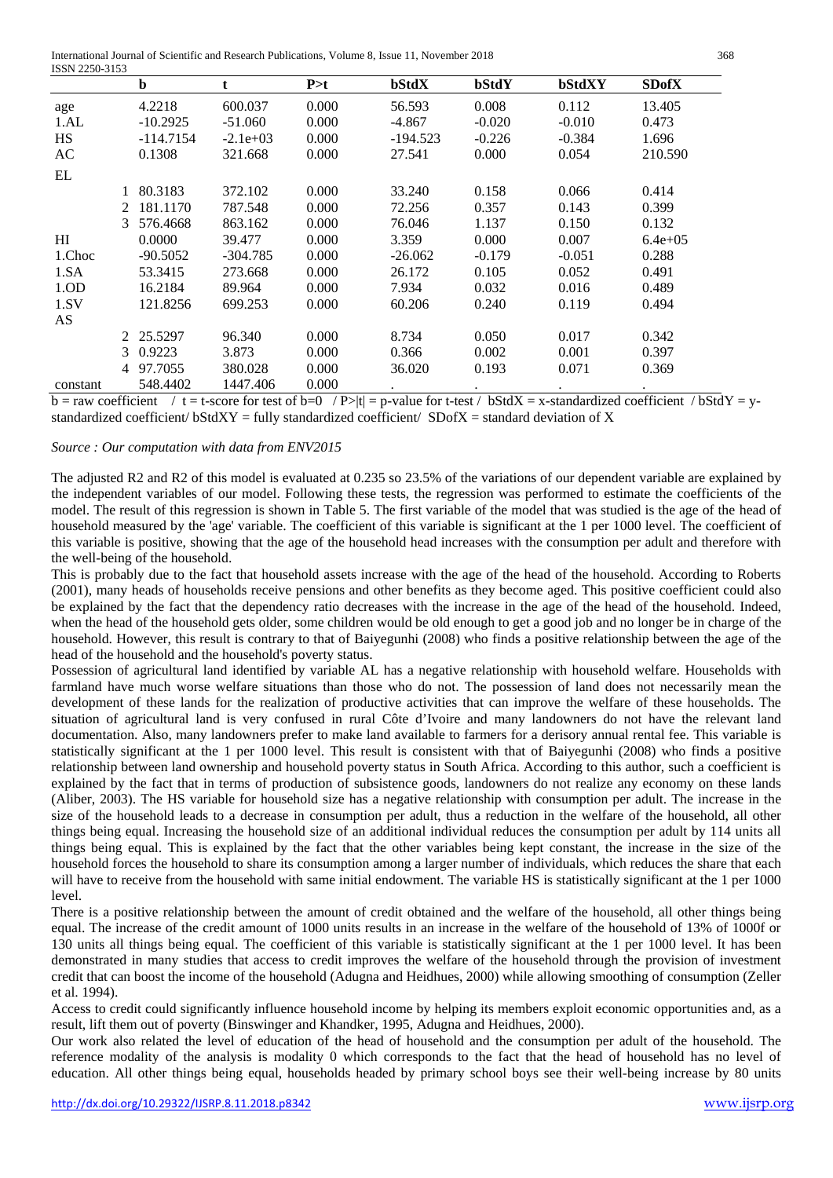| | b | t | P>t | bStdX | bStdY | bStdXY | SDofX |
|---|---|---|---|---|---|---|---|
| age | 4.2218 | 600.037 | 0.000 | 56.593 | 0.008 | 0.112 | 13.405 |
| 1.AL | -10.2925 | -51.060 | 0.000 | -4.867 | -0.020 | -0.010 | 0.473 |
| HS | -114.7154 | -2.1e+03 | 0.000 | -194.523 | -0.226 | -0.384 | 1.696 |
| AC | 0.1308 | 321.668 | 0.000 | 27.541 | 0.000 | 0.054 | 210.590 |
| EL | | | | | | | |
| 1 | 80.3183 | 372.102 | 0.000 | 33.240 | 0.158 | 0.066 | 0.414 |
| 2 | 181.1170 | 787.548 | 0.000 | 72.256 | 0.357 | 0.143 | 0.399 |
| 3 | 576.4668 | 863.162 | 0.000 | 76.046 | 1.137 | 0.150 | 0.132 |
| HI | 0.0000 | 39.477 | 0.000 | 3.359 | 0.000 | 0.007 | 6.4e+05 |
| 1.Choc | -90.5052 | -304.785 | 0.000 | -26.062 | -0.179 | -0.051 | 0.288 |
| 1.SA | 53.3415 | 273.668 | 0.000 | 26.172 | 0.105 | 0.052 | 0.491 |
| 1.OD | 16.2184 | 89.964 | 0.000 | 7.934 | 0.032 | 0.016 | 0.489 |
| 1.SV | 121.8256 | 699.253 | 0.000 | 60.206 | 0.240 | 0.119 | 0.494 |
| AS | | | | | | | |
| 2 | 25.5297 | 96.340 | 0.000 | 8.734 | 0.050 | 0.017 | 0.342 |
| 3 | 0.9223 | 3.873 | 0.000 | 0.366 | 0.002 | 0.001 | 0.397 |
| 4 | 97.7055 | 380.028 | 0.000 | 36.020 | 0.193 | 0.071 | 0.369 |
| constant | 548.4402 | 1447.406 | 0.000 | . | . | . | . |

b = raw coefficient / t = t-score for test of b=0 / P>|t| = p-value for t-test / bStdX = x-standardized coefficient / bStdY = y-standardized coefficient/ bStdXY = fully standardized coefficient/ SDofX = standard deviation of X

*Source : Our computation with data from ENV2015*

The adjusted R2 and R2 of this model is evaluated at 0.235 so 23.5% of the variations of our dependent variable are explained by the independent variables of our model. Following these tests, the regression was performed to estimate the coefficients of the model. The result of this regression is shown in Table 5. The first variable of the model that was studied is the age of the head of household measured by the 'age' variable. The coefficient of this variable is significant at the 1 per 1000 level. The coefficient of this variable is positive, showing that the age of the household head increases with the consumption per adult and therefore with the well-being of the household.

This is probably due to the fact that household assets increase with the age of the head of the household. According to Roberts (2001), many heads of households receive pensions and other benefits as they become aged. This positive coefficient could also be explained by the fact that the dependency ratio decreases with the increase in the age of the head of the household. Indeed, when the head of the household gets older, some children would be old enough to get a good job and no longer be in charge of the household. However, this result is contrary to that of Baiyegunhi (2008) who finds a positive relationship between the age of the head of the household and the household's poverty status.

Possession of agricultural land identified by variable AL has a negative relationship with household welfare. Households with farmland have much worse welfare situations than those who do not. The possession of land does not necessarily mean the development of these lands for the realization of productive activities that can improve the welfare of these households. The situation of agricultural land is very confused in rural Côte d'Ivoire and many landowners do not have the relevant land documentation. Also, many landowners prefer to make land available to farmers for a derisory annual rental fee. This variable is statistically significant at the 1 per 1000 level. This result is consistent with that of Baiyegunhi (2008) who finds a positive relationship between land ownership and household poverty status in South Africa. According to this author, such a coefficient is explained by the fact that in terms of production of subsistence goods, landowners do not realize any economy on these lands (Aliber, 2003). The HS variable for household size has a negative relationship with consumption per adult. The increase in the size of the household leads to a decrease in consumption per adult, thus a reduction in the welfare of the household, all other things being equal. Increasing the household size of an additional individual reduces the consumption per adult by 114 units all things being equal. This is explained by the fact that the other variables being kept constant, the increase in the size of the household forces the household to share its consumption among a larger number of individuals, which reduces the share that each will have to receive from the household with same initial endowment. The variable HS is statistically significant at the 1 per 1000 level.

There is a positive relationship between the amount of credit obtained and the welfare of the household, all other things being equal. The increase of the credit amount of 1000 units results in an increase in the welfare of the household of 13% of 1000f or 130 units all things being equal. The coefficient of this variable is statistically significant at the 1 per 1000 level. It has been demonstrated in many studies that access to credit improves the welfare of the household through the provision of investment credit that can boost the income of the household (Adugna and Heidhues, 2000) while allowing smoothing of consumption (Zeller et al. 1994).

Access to credit could significantly influence household income by helping its members exploit economic opportunities and, as a result, lift them out of poverty (Binswinger and Khandker, 1995, Adugna and Heidhues, 2000).

Our work also related the level of education of the head of household and the consumption per adult of the household. The reference modality of the analysis is modality 0 which corresponds to the fact that the head of household has no level of education. All other things being equal, households headed by primary school boys see their well-being increase by 80 units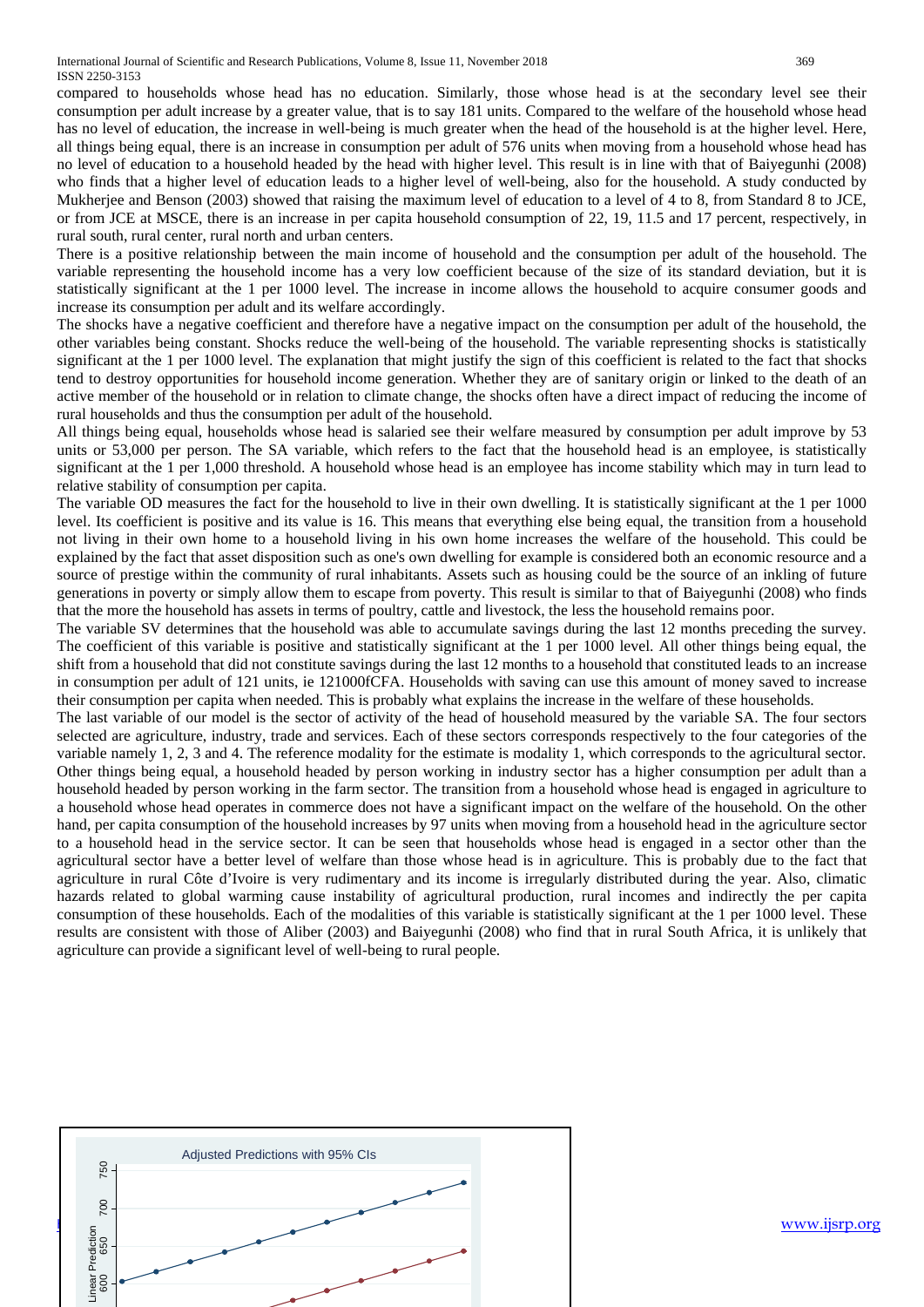compared to households whose head has no education. Similarly, those whose head is at the secondary level see their consumption per adult increase by a greater value, that is to say 181 units. Compared to the welfare of the household whose head has no level of education, the increase in well-being is much greater when the head of the household is at the higher level. Here, all things being equal, there is an increase in consumption per adult of 576 units when moving from a household whose head has no level of education to a household headed by the head with higher level. This result is in line with that of Baiyegunhi (2008) who finds that a higher level of education leads to a higher level of well-being, also for the household. A study conducted by Mukherjee and Benson (2003) showed that raising the maximum level of education to a level of 4 to 8, from Standard 8 to JCE, or from JCE at MSCE, there is an increase in per capita household consumption of 22, 19, 11.5 and 17 percent, respectively, in rural south, rural center, rural north and urban centers.

There is a positive relationship between the main income of household and the consumption per adult of the household. The variable representing the household income has a very low coefficient because of the size of its standard deviation, but it is statistically significant at the 1 per 1000 level. The increase in income allows the household to acquire consumer goods and increase its consumption per adult and its welfare accordingly.

The shocks have a negative coefficient and therefore have a negative impact on the consumption per adult of the household, the other variables being constant. Shocks reduce the well-being of the household. The variable representing shocks is statistically significant at the 1 per 1000 level. The explanation that might justify the sign of this coefficient is related to the fact that shocks tend to destroy opportunities for household income generation. Whether they are of sanitary origin or linked to the death of an active member of the household or in relation to climate change, the shocks often have a direct impact of reducing the income of rural households and thus the consumption per adult of the household.

All things being equal, households whose head is salaried see their welfare measured by consumption per adult improve by 53 units or 53,000 per person. The SA variable, which refers to the fact that the household head is an employee, is statistically significant at the 1 per 1,000 threshold. A household whose head is an employee has income stability which may in turn lead to relative stability of consumption per capita.

The variable OD measures the fact for the household to live in their own dwelling. It is statistically significant at the 1 per 1000 level. Its coefficient is positive and its value is 16. This means that everything else being equal, the transition from a household not living in their own home to a household living in his own home increases the welfare of the household. This could be explained by the fact that asset disposition such as one's own dwelling for example is considered both an economic resource and a source of prestige within the community of rural inhabitants. Assets such as housing could be the source of an inkling of future generations in poverty or simply allow them to escape from poverty. This result is similar to that of Baiyegunhi (2008) who finds that the more the household has assets in terms of poultry, cattle and livestock, the less the household remains poor.

The variable SV determines that the household was able to accumulate savings during the last 12 months preceding the survey. The coefficient of this variable is positive and statistically significant at the 1 per 1000 level. All other things being equal, the shift from a household that did not constitute savings during the last 12 months to a household that constituted leads to an increase in consumption per adult of 121 units, ie 121000fCFA. Households with saving can use this amount of money saved to increase their consumption per capita when needed. This is probably what explains the increase in the welfare of these households.

The last variable of our model is the sector of activity of the head of household measured by the variable SA. The four sectors selected are agriculture, industry, trade and services. Each of these sectors corresponds respectively to the four categories of the variable namely 1, 2, 3 and 4. The reference modality for the estimate is modality 1, which corresponds to the agricultural sector. Other things being equal, a household headed by person working in industry sector has a higher consumption per adult than a household headed by person working in the farm sector. The transition from a household whose head is engaged in agriculture to a household whose head operates in commerce does not have a significant impact on the welfare of the household. On the other hand, per capita consumption of the household increases by 97 units when moving from a household head in the agriculture sector to a household head in the service sector. It can be seen that households whose head is engaged in a sector other than the agricultural sector have a better level of welfare than those whose head is in agriculture. This is probably due to the fact that agriculture in rural Côte d'Ivoire is very rudimentary and its income is irregularly distributed during the year. Also, climatic hazards related to global warming cause instability of agricultural production, rural incomes and indirectly the per capita consumption of these households. Each of the modalities of this variable is statistically significant at the 1 per 1000 level. These results are consistent with those of Aliber (2003) and Baiyegunhi (2008) who find that in rural South Africa, it is unlikely that agriculture can provide a significant level of well-being to rural people.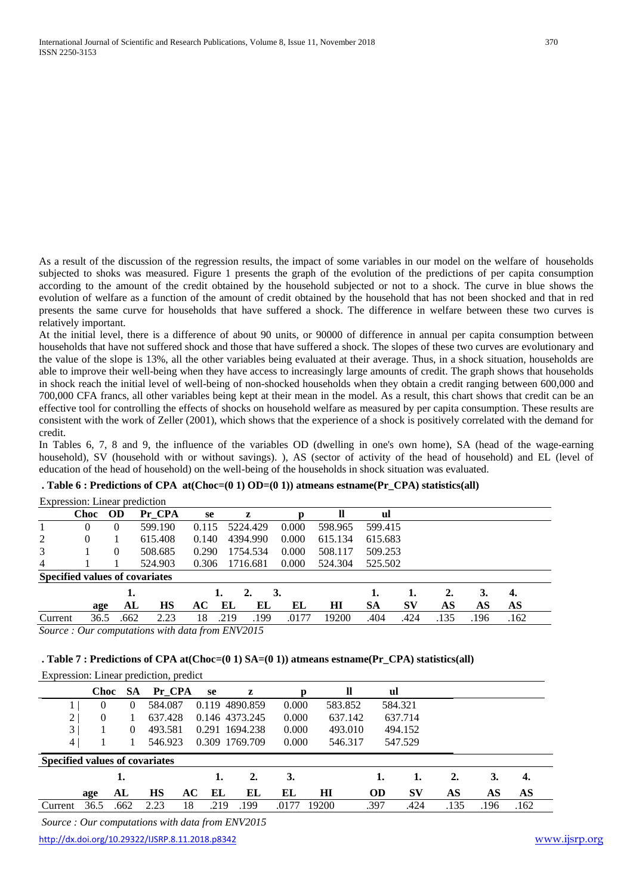As a result of the discussion of the regression results, the impact of some variables in our model on the welfare of households subjected to shoks was measured. Figure 1 presents the graph of the evolution of the predictions of per capita consumption according to the amount of the credit obtained by the household subjected or not to a shock. The curve in blue shows the evolution of welfare as a function of the amount of credit obtained by the household that has not been shocked and that in red presents the same curve for households that have suffered a shock. The difference in welfare between these two curves is relatively important.

At the initial level, there is a difference of about 90 units, or 90000 of difference in annual per capita consumption between households that have not suffered shock and those that have suffered a shock. The slopes of these two curves are evolutionary and the value of the slope is 13%, all the other variables being evaluated at their average. Thus, in a shock situation, households are able to improve their well-being when they have access to increasingly large amounts of credit. The graph shows that households in shock reach the initial level of well-being of non-shocked households when they obtain a credit ranging between 600,000 and 700,000 CFA francs, all other variables being kept at their mean in the model. As a result, this chart shows that credit can be an effective tool for controlling the effects of shocks on household welfare as measured by per capita consumption. These results are consistent with the work of Zeller (2001), which shows that the experience of a shock is positively correlated with the demand for credit.

In Tables 6, 7, 8 and 9, the influence of the variables OD (dwelling in one's own home), SA (head of the wage-earning household), SV (household with or without savings). ), AS (sector of activity of the head of household) and EL (level of education of the head of household) on the well-being of the households in shock situation was evaluated.

**. Table 6 : Predictions of CPA at(Choc=(0 1) OD=(0 1)) atmeans estname(Pr_CPA) statistics(all)**

Expression: Linear prediction

| | Choc | OD | Pr_CPA | se | z | p | ll | ul |
|---|---|---|---|---|---|---|---|---|
| 1 | 0 | 0 | 599.190 | 0.115 | 5224.429 | 0.000 | 598.965 | 599.415 |
| 2 | 0 | 1 | 615.408 | 0.140 | 4394.990 | 0.000 | 615.134 | 615.683 |
| 3 | 1 | 0 | 508.685 | 0.290 | 1754.534 | 0.000 | 508.117 | 509.253 |
| 4 | 1 | 1 | 524.903 | 0.306 | 1716.681 | 0.000 | 524.304 | 525.502 |

**Specified values of covariates**

| | age | 1. AL | HS | AC | 1. EL | 2. EL | 3. EL | HI | 1. SA | 1. SV | 2. AS | 3. AS | 4. AS |
|---|---|---|---|---|---|---|---|---|---|---|---|---|---|
| Current | 36.5 | .662 | 2.23 | 18 | .219 | .199 | .0177 | 19200 | .404 | .424 | .135 | .196 | .162 |

*Source : Our computations with data from ENV2015*

**. Table 7 : Predictions of CPA at(Choc=(0 1) SA=(0 1)) atmeans estname(Pr_CPA) statistics(all)**

Expression: Linear prediction, predict

| | Choc | SA | Pr_CPA | se | z | p | ll | ul |
|---|---|---|---|---|---|---|---|---|
| 1 \| | 0 | 0 | 584.087 | 0.119 | 4890.859 | 0.000 | 583.852 | 584.321 |
| 2 \| | 0 | 1 | 637.428 | 0.146 | 4373.245 | 0.000 | 637.142 | 637.714 |
| 3 \| | 1 | 0 | 493.581 | 0.291 | 1694.238 | 0.000 | 493.010 | 494.152 |
| 4 \| | 1 | 1 | 546.923 | 0.309 | 1769.709 | 0.000 | 546.317 | 547.529 |

**Specified values of covariates**

| | age | 1. AL | HS | AC | 1. EL | 2. EL | 3. EL | HI | 1. OD | 1. SV | 2. AS | 3. AS | 4. AS |
|---|---|---|---|---|---|---|---|---|---|---|---|---|---|
| Current | 36.5 | .662 | 2.23 | 18 | .219 | .199 | .0177 | 19200 | .397 | .424 | .135 | .196 | .162 |

*Source : Our computations with data from ENV2015*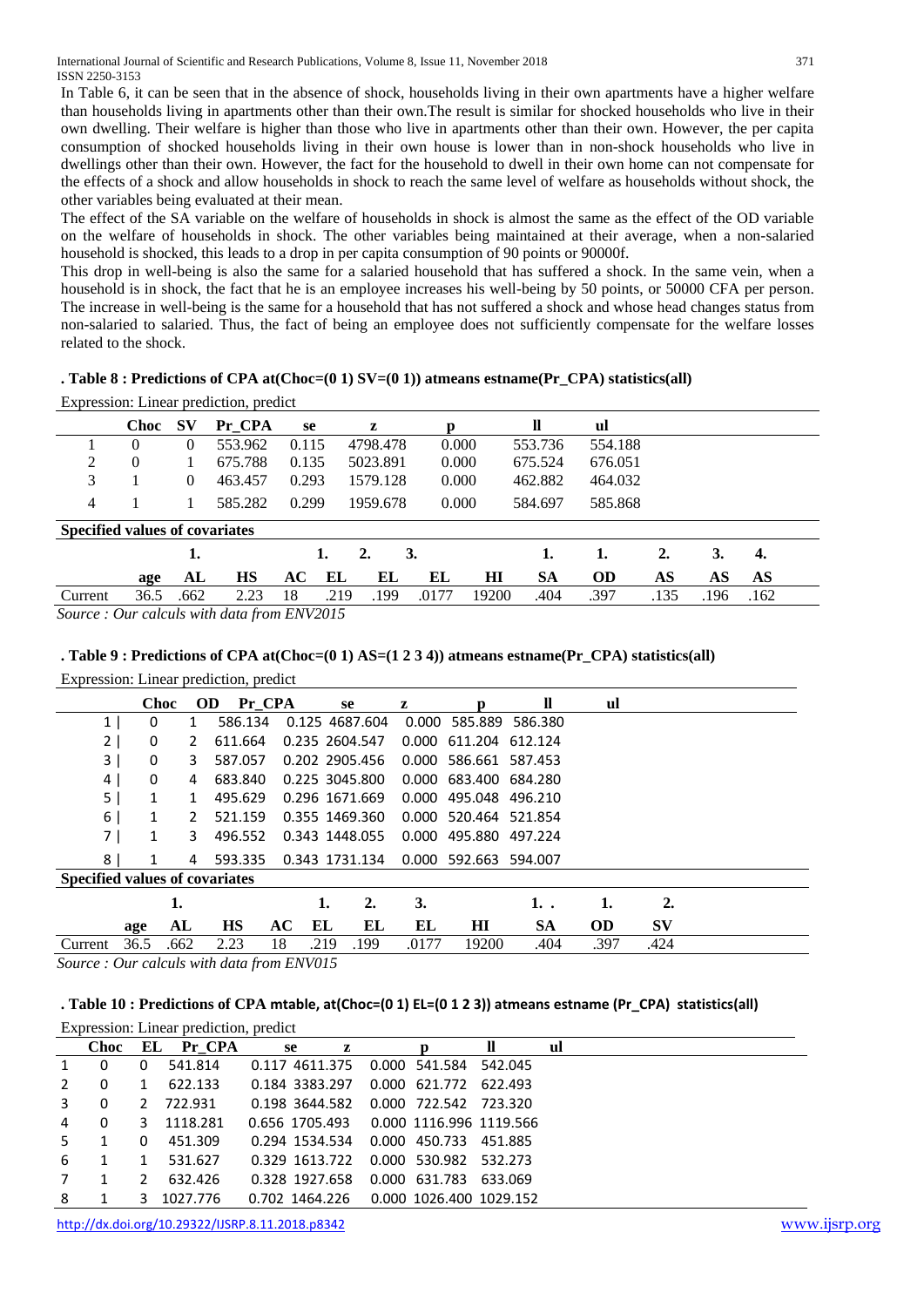In Table 6, it can be seen that in the absence of shock, households living in their own apartments have a higher welfare than households living in apartments other than their own.The result is similar for shocked households who live in their own dwelling. Their welfare is higher than those who live in apartments other than their own. However, the per capita consumption of shocked households living in their own house is lower than in non-shock households who live in dwellings other than their own. However, the fact for the household to dwell in their own home can not compensate for the effects of a shock and allow households in shock to reach the same level of welfare as households without shock, the other variables being evaluated at their mean.

The effect of the SA variable on the welfare of households in shock is almost the same as the effect of the OD variable on the welfare of households in shock. The other variables being maintained at their average, when a non-salaried household is shocked, this leads to a drop in per capita consumption of 90 points or 90000f.

This drop in well-being is also the same for a salaried household that has suffered a shock. In the same vein, when a household is in shock, the fact that he is an employee increases his well-being by 50 points, or 50000 CFA per person. The increase in well-being is the same for a household that has not suffered a shock and whose head changes status from non-salaried to salaried. Thus, the fact of being an employee does not sufficiently compensate for the welfare losses related to the shock.

**. Table 8 : Predictions of CPA at(Choc=(0 1) SV=(0 1)) atmeans estname(Pr_CPA) statistics(all)**

Expression: Linear prediction, predict

| | Choc | SV | Pr_CPA | se | z | p | ll | ul |
|---|---|---|---|---|---|---|---|---|
| 1 | 0 | 0 | 553.962 | 0.115 | 4798.478 | 0.000 | 553.736 | 554.188 |
| 2 | 0 | 1 | 675.788 | 0.135 | 5023.891 | 0.000 | 675.524 | 676.051 |
| 3 | 1 | 0 | 463.457 | 0.293 | 1579.128 | 0.000 | 462.882 | 464.032 |
| 4 | 1 | 1 | 585.282 | 0.299 | 1959.678 | 0.000 | 584.697 | 585.868 |

**Specified values of covariates**

| | | 1. | | | 1. | 2. | 3. | | 1. | 1. | 2. | 3. | 4. |
|---|---|---|---|---|---|---|---|---|---|---|---|---|---|
| | age | AL | HS | AC | EL | EL | EL | HI | SA | OD | AS | AS | AS |
| Current | 36.5 | .662 | 2.23 | 18 | .219 | .199 | .0177 | 19200 | .404 | .397 | .135 | .196 | .162 |

*Source : Our calculs with data from ENV2015*

**. Table 9 : Predictions of CPA at(Choc=(0 1) AS=(1 2 3 4)) atmeans estname(Pr_CPA) statistics(all)**

Expression: Linear prediction, predict

| | Choc | OD | Pr_CPA | se | z | p | ll | ul |
|---|---|---|---|---|---|---|---|---|
| 1 \| | 0 | 1 | 586.134 | 0.125 | 4687.604 | 0.000 | 585.889 | 586.380 |
| 2 \| | 0 | 2 | 611.664 | 0.235 | 2604.547 | 0.000 | 611.204 | 612.124 |
| 3 \| | 0 | 3 | 587.057 | 0.202 | 2905.456 | 0.000 | 586.661 | 587.453 |
| 4 \| | 0 | 4 | 683.840 | 0.225 | 3045.800 | 0.000 | 683.400 | 684.280 |
| 5 \| | 1 | 1 | 495.629 | 0.296 | 1671.669 | 0.000 | 495.048 | 496.210 |
| 6 \| | 1 | 2 | 521.159 | 0.355 | 1469.360 | 0.000 | 520.464 | 521.854 |
| 7 \| | 1 | 3 | 496.552 | 0.343 | 1448.055 | 0.000 | 495.880 | 497.224 |
| 8 \| | 1 | 4 | 593.335 | 0.343 | 1731.134 | 0.000 | 592.663 | 594.007 |

**Specified values of covariates**

| | | 1. | | | 1. | 2. | 3. | | 1. . | 1. | 2. |
|---|---|---|---|---|---|---|---|---|---|---|---|
| | age | AL | HS | AC | EL | EL | EL | HI | SA | OD | SV |
| Current | 36.5 | .662 | 2.23 | 18 | .219 | .199 | .0177 | 19200 | .404 | .397 | .424 |

*Source : Our calculs with data from ENV015*

**. Table 10 : Predictions of CPA mtable, at(Choc=(0 1) EL=(0 1 2 3)) atmeans estname (Pr_CPA) statistics(all)**

Expression: Linear prediction, predict

| | Choc | EL | Pr_CPA | se | z | p | ll | ul |
|---|---|---|---|---|---|---|---|---|
| 1 | 0 | 0 | 541.814 | 0.117 | 4611.375 | 0.000 | 541.584 | 542.045 |
| 2 | 0 | 1 | 622.133 | 0.184 | 3383.297 | 0.000 | 621.772 | 622.493 |
| 3 | 0 | 2 | 722.931 | 0.198 | 3644.582 | 0.000 | 722.542 | 723.320 |
| 4 | 0 | 3 | 1118.281 | 0.656 | 1705.493 | 0.000 | 1116.996 | 1119.566 |
| 5 | 1 | 0 | 451.309 | 0.294 | 1534.534 | 0.000 | 450.733 | 451.885 |
| 6 | 1 | 1 | 531.627 | 0.329 | 1613.722 | 0.000 | 530.982 | 532.273 |
| 7 | 1 | 2 | 632.426 | 0.328 | 1927.658 | 0.000 | 631.783 | 633.069 |
| 8 | 1 | 3 | 1027.776 | 0.702 | 1464.226 | 0.000 | 1026.400 | 1029.152 |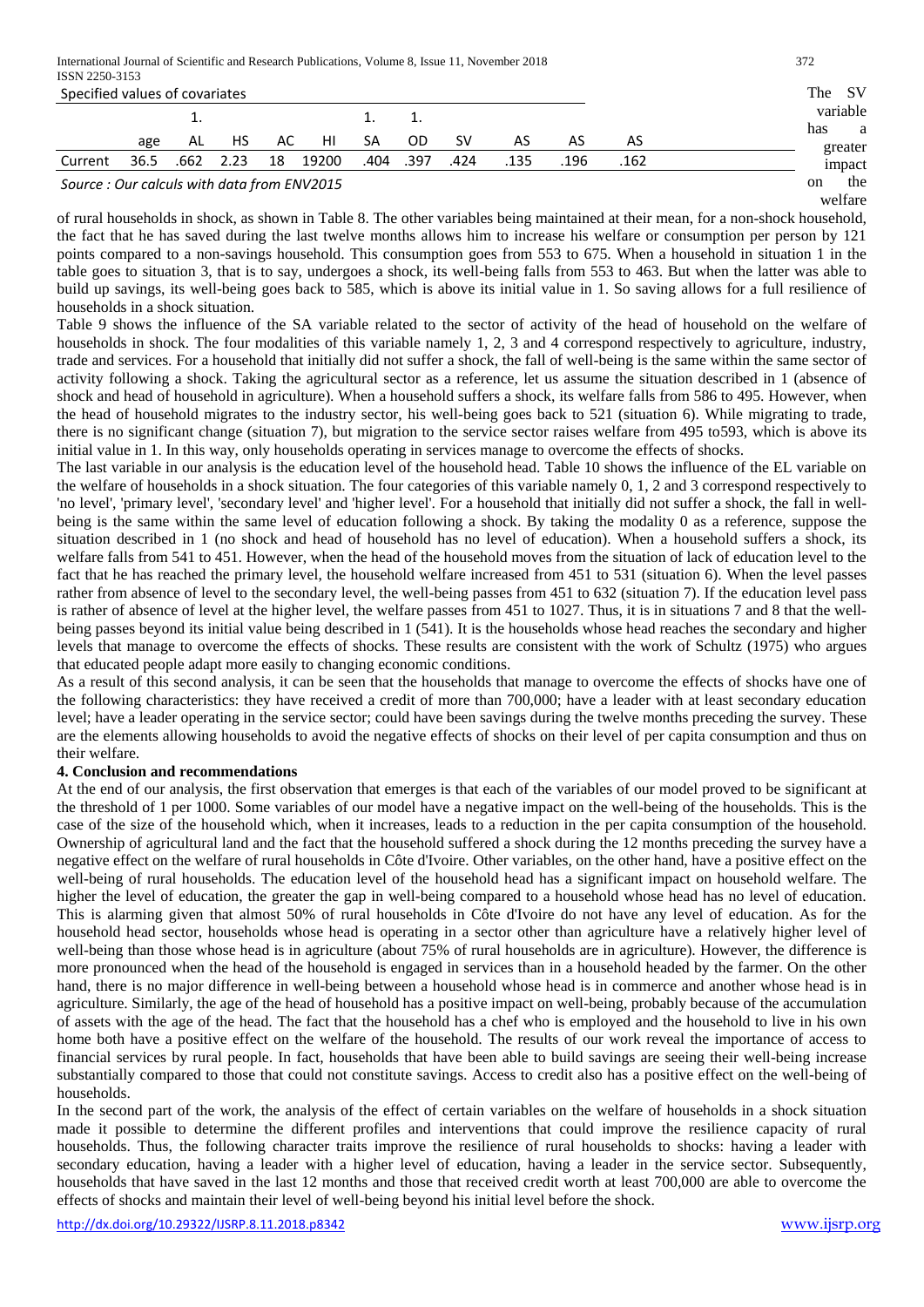Specified values of covariates

| | age | 1. AL | HS | AC | HI | 1. SA | 1. OD | SV | AS | AS | AS |
|---|---|---|---|---|---|---|---|---|---|---|---|
| Current | 36.5 | .662 | 2.23 | 18 | 19200 | .404 | .397 | .424 | .135 | .196 | .162 |

*Source : Our calculs with data from ENV2015*

The SV variable has a greater impact on the welfare of rural households in shock, as shown in Table 8. The other variables being maintained at their mean, for a non-shock household, the fact that he has saved during the last twelve months allows him to increase his welfare or consumption per person by 121 points compared to a non-savings household. This consumption goes from 553 to 675. When a household in situation 1 in the table goes to situation 3, that is to say, undergoes a shock, its well-being falls from 553 to 463. But when the latter was able to build up savings, its well-being goes back to 585, which is above its initial value in 1. So saving allows for a full resilience of households in a shock situation.

Table 9 shows the influence of the SA variable related to the sector of activity of the head of household on the welfare of households in shock. The four modalities of this variable namely 1, 2, 3 and 4 correspond respectively to agriculture, industry, trade and services. For a household that initially did not suffer a shock, the fall of well-being is the same within the same sector of activity following a shock. Taking the agricultural sector as a reference, let us assume the situation described in 1 (absence of shock and head of household in agriculture). When a household suffers a shock, its welfare falls from 586 to 495. However, when the head of household migrates to the industry sector, his well-being goes back to 521 (situation 6). While migrating to trade, there is no significant change (situation 7), but migration to the service sector raises welfare from 495 to593, which is above its initial value in 1. In this way, only households operating in services manage to overcome the effects of shocks.

The last variable in our analysis is the education level of the household head. Table 10 shows the influence of the EL variable on the welfare of households in a shock situation. The four categories of this variable namely 0, 1, 2 and 3 correspond respectively to 'no level', 'primary level', 'secondary level' and 'higher level'. For a household that initially did not suffer a shock, the fall in well-being is the same within the same level of education following a shock. By taking the modality 0 as a reference, suppose the situation described in 1 (no shock and head of household has no level of education). When a household suffers a shock, its welfare falls from 541 to 451. However, when the head of the household moves from the situation of lack of education level to the fact that he has reached the primary level, the household welfare increased from 451 to 531 (situation 6). When the level passes rather from absence of level to the secondary level, the well-being passes from 451 to 632 (situation 7). If the education level pass is rather of absence of level at the higher level, the welfare passes from 451 to 1027. Thus, it is in situations 7 and 8 that the well-being passes beyond its initial value being described in 1 (541). It is the households whose head reaches the secondary and higher levels that manage to overcome the effects of shocks. These results are consistent with the work of Schultz (1975) who argues that educated people adapt more easily to changing economic conditions.

As a result of this second analysis, it can be seen that the households that manage to overcome the effects of shocks have one of the following characteristics: they have received a credit of more than 700,000; have a leader with at least secondary education level; have a leader operating in the service sector; could have been savings during the twelve months preceding the survey. These are the elements allowing households to avoid the negative effects of shocks on their level of per capita consumption and thus on their welfare.

## 4. Conclusion and recommendations

At the end of our analysis, the first observation that emerges is that each of the variables of our model proved to be significant at the threshold of 1 per 1000. Some variables of our model have a negative impact on the well-being of the households. This is the case of the size of the household which, when it increases, leads to a reduction in the per capita consumption of the household. Ownership of agricultural land and the fact that the household suffered a shock during the 12 months preceding the survey have a negative effect on the welfare of rural households in Côte d'Ivoire. Other variables, on the other hand, have a positive effect on the well-being of rural households. The education level of the household head has a significant impact on household welfare. The higher the level of education, the greater the gap in well-being compared to a household whose head has no level of education. This is alarming given that almost 50% of rural households in Côte d'Ivoire do not have any level of education. As for the household head sector, households whose head is operating in a sector other than agriculture have a relatively higher level of well-being than those whose head is in agriculture (about 75% of rural households are in agriculture). However, the difference is more pronounced when the head of the household is engaged in services than in a household headed by the farmer. On the other hand, there is no major difference in well-being between a household whose head is in commerce and another whose head is in agriculture. Similarly, the age of the head of household has a positive impact on well-being, probably because of the accumulation of assets with the age of the head. The fact that the household has a chef who is employed and the household to live in his own home both have a positive effect on the welfare of the household. The results of our work reveal the importance of access to financial services by rural people. In fact, households that have been able to build savings are seeing their well-being increase substantially compared to those that could not constitute savings. Access to credit also has a positive effect on the well-being of households.

In the second part of the work, the analysis of the effect of certain variables on the welfare of households in a shock situation made it possible to determine the different profiles and interventions that could improve the resilience capacity of rural households. Thus, the following character traits improve the resilience of rural households to shocks: having a leader with secondary education, having a leader with a higher level of education, having a leader in the service sector. Subsequently, households that have saved in the last 12 months and those that received credit worth at least 700,000 are able to overcome the effects of shocks and maintain their level of well-being beyond his initial level before the shock.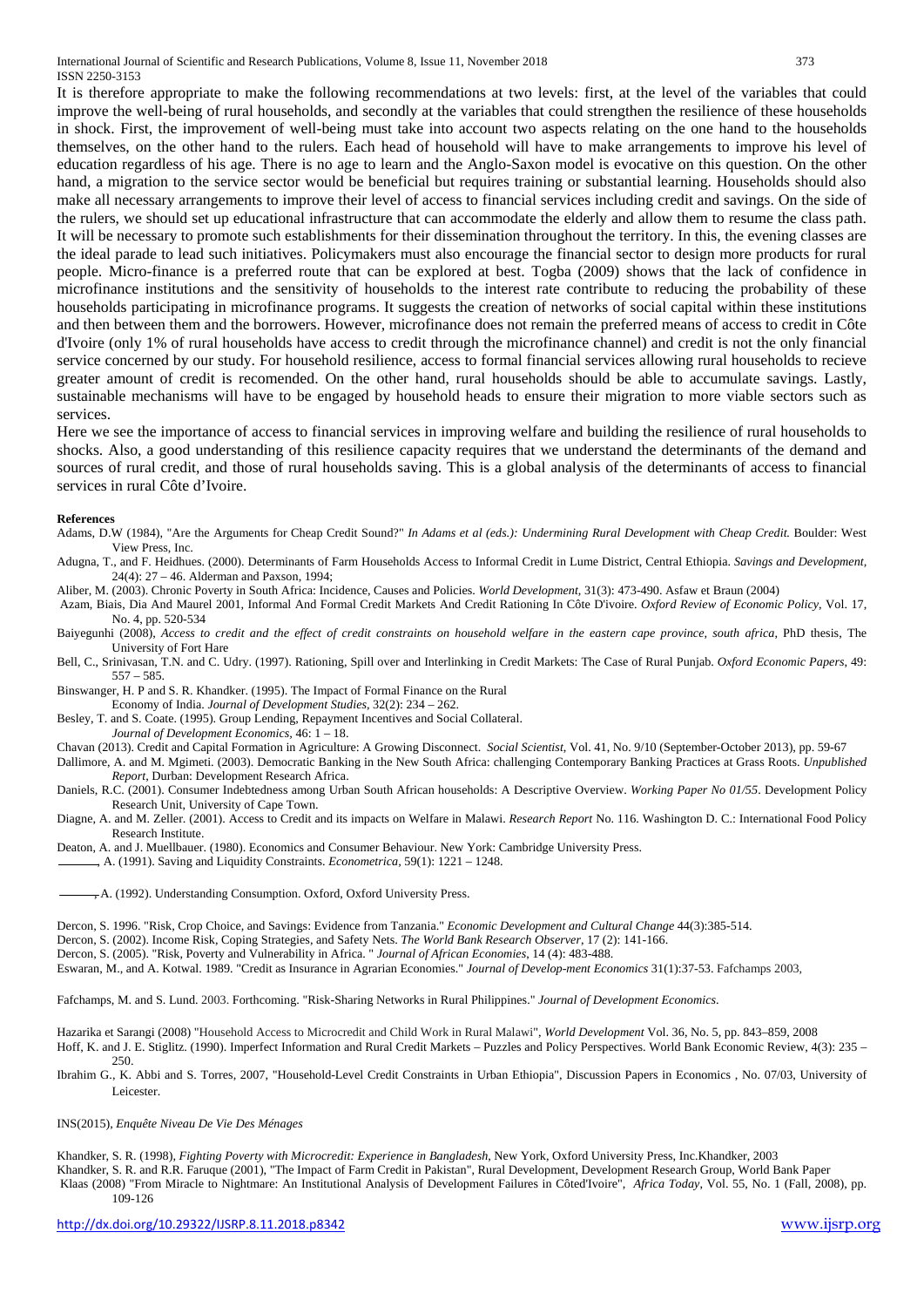It is therefore appropriate to make the following recommendations at two levels: first, at the level of the variables that could improve the well-being of rural households, and secondly at the variables that could strengthen the resilience of these households in shock. First, the improvement of well-being must take into account two aspects relating on the one hand to the households themselves, on the other hand to the rulers. Each head of household will have to make arrangements to improve his level of education regardless of his age. There is no age to learn and the Anglo-Saxon model is evocative on this question. On the other hand, a migration to the service sector would be beneficial but requires training or substantial learning. Households should also make all necessary arrangements to improve their level of access to financial services including credit and savings. On the side of the rulers, we should set up educational infrastructure that can accommodate the elderly and allow them to resume the class path. It will be necessary to promote such establishments for their dissemination throughout the territory. In this, the evening classes are the ideal parade to lead such initiatives. Policymakers must also encourage the financial sector to design more products for rural people. Micro-finance is a preferred route that can be explored at best. Togba (2009) shows that the lack of confidence in microfinance institutions and the sensitivity of households to the interest rate contribute to reducing the probability of these households participating in microfinance programs. It suggests the creation of networks of social capital within these institutions and then between them and the borrowers. However, microfinance does not remain the preferred means of access to credit in Côte d'Ivoire (only 1% of rural households have access to credit through the microfinance channel) and credit is not the only financial service concerned by our study. For household resilience, access to formal financial services allowing rural households to recieve greater amount of credit is recomended. On the other hand, rural households should be able to accumulate savings. Lastly, sustainable mechanisms will have to be engaged by household heads to ensure their migration to more viable sectors such as services.

Here we see the importance of access to financial services in improving welfare and building the resilience of rural households to shocks. Also, a good understanding of this resilience capacity requires that we understand the determinants of the demand and sources of rural credit, and those of rural households saving. This is a global analysis of the determinants of access to financial services in rural Côte d'Ivoire.

**References**

Adams, D.W (1984), "Are the Arguments for Cheap Credit Sound?" *In Adams et al (eds.): Undermining Rural Development with Cheap Credit.* Boulder: West View Press, Inc.

Adugna, T., and F. Heidhues. (2000). Determinants of Farm Households Access to Informal Credit in Lume District, Central Ethiopia. *Savings and Development,* 24(4): 27 – 46. Alderman and Paxson, 1994;

Aliber, M. (2003). Chronic Poverty in South Africa: Incidence, Causes and Policies. *World Development,* 31(3): 473-490. Asfaw et Braun (2004)

Azam, Biais, Dia And Maurel 2001, Informal And Formal Credit Markets And Credit Rationing In Côte D'ivoire. *Oxford Review of Economic Policy*, Vol. 17, No. 4, pp. 520-534

Baiyegunhi (2008), *Access to credit and the effect of credit constraints on household welfare in the eastern cape province, south africa*, PhD thesis, The University of Fort Hare

Bell, C., Srinivasan, T.N. and C. Udry. (1997). Rationing, Spill over and Interlinking in Credit Markets: The Case of Rural Punjab. *Oxford Economic Papers*, 49: 557 – 585.

Binswanger, H. P and S. R. Khandker. (1995). The Impact of Formal Finance on the Rural Economy of India. *Journal of Development Studies,* 32(2): 234 – 262.

Besley, T. and S. Coate. (1995). Group Lending, Repayment Incentives and Social Collateral. *Journal of Development Economics*, 46: 1 – 18.

Chavan (2013). Credit and Capital Formation in Agriculture: A Growing Disconnect. *Social Scientist,* Vol. 41, No. 9/10 (September-October 2013), pp. 59-67

Dallimore, A. and M. Mgimeti. (2003). Democratic Banking in the New South Africa: challenging Contemporary Banking Practices at Grass Roots. *Unpublished Report*, Durban: Development Research Africa.

Daniels, R.C. (2001). Consumer Indebtedness among Urban South African households: A Descriptive Overview. *Working Paper No 01/55*. Development Policy Research Unit, University of Cape Town.

Diagne, A. and M. Zeller. (2001). Access to Credit and its impacts on Welfare in Malawi. *Research Report* No. 116. Washington D. C.: International Food Policy Research Institute.

Deaton, A. and J. Muellbauer. (1980). Economics and Consumer Behaviour. New York: Cambridge University Press.

______, A. (1991). Saving and Liquidity Constraints. *Econometrica*, 59(1): 1221 – 1248.

______, A. (1992). Understanding Consumption. Oxford, Oxford University Press.

Dercon, S. 1996. "Risk, Crop Choice, and Savings: Evidence from Tanzania." *Economic Development and Cultural Change* 44(3):385-514.

Dercon, S. (2002). Income Risk, Coping Strategies, and Safety Nets. *The World Bank Research Observer*, 17 (2): 141-166.

Dercon, S. (2005). "Risk, Poverty and Vulnerability in Africa. " *Journal of African Economies*, 14 (4): 483-488.

Eswaran, M., and A. Kotwal. 1989. "Credit as Insurance in Agrarian Economies." *Journal of Develop-ment Economics* 31(1):37-53. Fafchamps 2003,

Fafchamps, M. and S. Lund. 2003. Forthcoming. "Risk-Sharing Networks in Rural Philippines." *Journal of Development Economics*.

Hazarika et Sarangi (2008) "Household Access to Microcredit and Child Work in Rural Malawi", *World Development* Vol. 36, No. 5, pp. 843–859, 2008

Hoff, K. and J. E. Stiglitz. (1990). Imperfect Information and Rural Credit Markets – Puzzles and Policy Perspectives. World Bank Economic Review, 4(3): 235 – 250.

Ibrahim G., K. Abbi and S. Torres, 2007, "Household-Level Credit Constraints in Urban Ethiopia", Discussion Papers in Economics , No. 07/03, University of Leicester.

INS(2015), *Enquête Niveau De Vie Des Ménages*

Khandker, S. R. (1998), *Fighting Poverty with Microcredit: Experience in Bangladesh*, New York, Oxford University Press, Inc.Khandker, 2003

Khandker, S. R. and R.R. Faruque (2001), "The Impact of Farm Credit in Pakistan", Rural Development, Development Research Group, World Bank Paper

Klaas (2008) "From Miracle to Nightmare: An Institutional Analysis of Development Failures in Côted'Ivoire", *Africa Today*, Vol. 55, No. 1 (Fall, 2008), pp. 109-126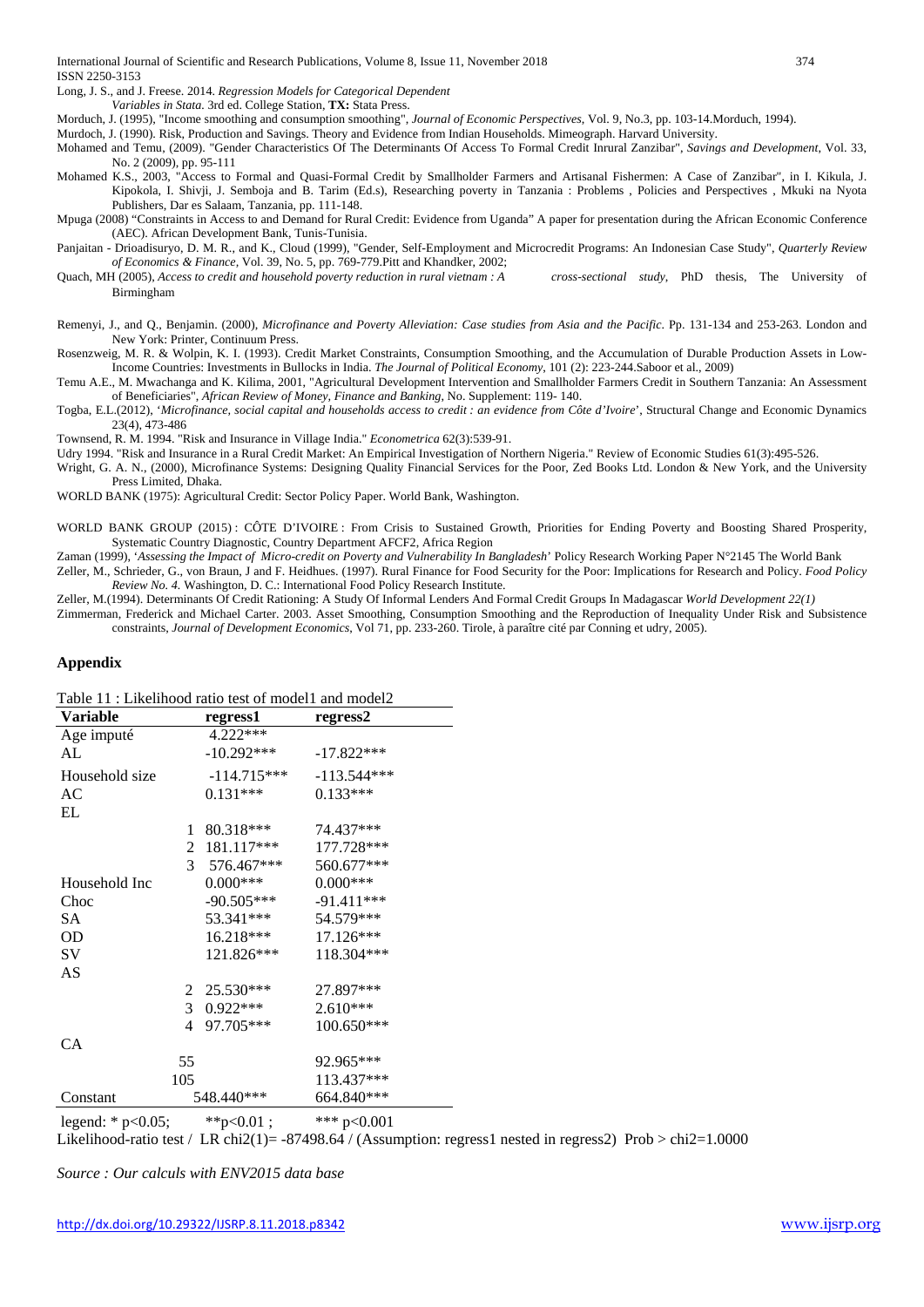Long, J. S., and J. Freese. 2014. *Regression Models for Categorical Dependent Variables in Stata*. 3rd ed. College Station, **TX:** Stata Press.

Morduch, J. (1995), "Income smoothing and consumption smoothing", *Journal of Economic Perspectives*, Vol. 9, No.3, pp. 103-14.Morduch, 1994).

Murdoch, J. (1990). Risk, Production and Savings. Theory and Evidence from Indian Households. Mimeograph. Harvard University.

Mohamed and Temu, (2009). "Gender Characteristics Of The Determinants Of Access To Formal Credit Inrural Zanzibar", *Savings and Development*, Vol. 33, No. 2 (2009), pp. 95-111

Mohamed K.S., 2003, "Access to Formal and Quasi-Formal Credit by Smallholder Farmers and Artisanal Fishermen: A Case of Zanzibar", in I. Kikula, J. Kipokola, I. Shivji, J. Semboja and B. Tarim (Ed.s), Researching poverty in Tanzania : Problems , Policies and Perspectives , Mkuki na Nyota Publishers, Dar es Salaam, Tanzania, pp. 111-148.

Mpuga (2008) "Constraints in Access to and Demand for Rural Credit: Evidence from Uganda" A paper for presentation during the African Economic Conference (AEC). African Development Bank, Tunis-Tunisia.

Panjaitan - Drioadisuryo, D. M. R., and K., Cloud (1999), "Gender, Self-Employment and Microcredit Programs: An Indonesian Case Study", *Quarterly Review of Economics & Finance*, Vol. 39, No. 5, pp. 769-779.Pitt and Khandker, 2002;

Quach, MH (2005), *Access to credit and household poverty reduction in rural vietnam : A cross-sectional study*, PhD thesis, The University of Birmingham

Remenyi, J., and Q., Benjamin. (2000), *Microfinance and Poverty Alleviation: Case studies from Asia and the Pacific*. Pp. 131-134 and 253-263. London and New York: Printer, Continuum Press.

Rosenzweig, M. R. & Wolpin, K. I. (1993). Credit Market Constraints, Consumption Smoothing, and the Accumulation of Durable Production Assets in Low-Income Countries: Investments in Bullocks in India. *The Journal of Political Economy*, 101 (2): 223-244.Saboor et al., 2009)

Temu A.E., M. Mwachanga and K. Kilima, 2001, "Agricultural Development Intervention and Smallholder Farmers Credit in Southern Tanzania: An Assessment of Beneficiaries", *African Review of Money, Finance and Banking*, No. Supplement: 119- 140.

Togba, E.L.(2012), '*Microfinance, social capital and households access to credit : an evidence from Côte d'Ivoire*', Structural Change and Economic Dynamics 23(4), 473-486

Townsend, R. M. 1994. "Risk and Insurance in Village India." *Econometrica* 62(3):539-91.

Udry 1994. "Risk and Insurance in a Rural Credit Market: An Empirical Investigation of Northern Nigeria." Review of Economic Studies 61(3):495-526.

Wright, G. A. N., (2000), Microfinance Systems: Designing Quality Financial Services for the Poor, Zed Books Ltd. London & New York, and the University Press Limited, Dhaka.

WORLD BANK (1975): Agricultural Credit: Sector Policy Paper. World Bank, Washington.

WORLD BANK GROUP (2015) : CÔTE D'IVOIRE : From Crisis to Sustained Growth, Priorities for Ending Poverty and Boosting Shared Prosperity, Systematic Country Diagnostic, Country Department AFCF2, Africa Region

Zaman (1999), '*Assessing the Impact of Micro-credit on Poverty and Vulnerability In Bangladesh*' Policy Research Working Paper N°2145 The World Bank

Zeller, M., Schrieder, G., von Braun, J and F. Heidhues. (1997). Rural Finance for Food Security for the Poor: Implications for Research and Policy. *Food Policy Review No. 4.* Washington, D. C.: International Food Policy Research Institute.

Zeller, M.(1994). Determinants Of Credit Rationing: A Study Of Informal Lenders And Formal Credit Groups In Madagascar *World Development 22(1)*

Zimmerman, Frederick and Michael Carter. 2003. Asset Smoothing, Consumption Smoothing and the Reproduction of Inequality Under Risk and Subsistence constraints, *Journal of Development Economics*, Vol 71, pp. 233-260. Tirole, à paraître cité par Conning et udry, 2005).

## Appendix

Table 11 : Likelihood ratio test of model1 and model2

| Variable | | regress1 | regress2 |
|---|---|---|---|
| Age imputé | | 4.222*** | |
| AL | | -10.292*** | -17.822*** |
| Household size | | -114.715*** | -113.544*** |
| AC | | 0.131*** | 0.133*** |
| EL | | | |
| | 1 | 80.318*** | 74.437*** |
| | 2 | 181.117*** | 177.728*** |
| | 3 | 576.467*** | 560.677*** |
| Household Inc | | 0.000*** | 0.000*** |
| Choc | | -90.505*** | -91.411*** |
| SA | | 53.341*** | 54.579*** |
| OD | | 16.218*** | 17.126*** |
| SV | | 121.826*** | 118.304*** |
| AS | | | |
| | 2 | 25.530*** | 27.897*** |
| | 3 | 0.922*** | 2.610*** |
| | 4 | 97.705*** | 100.650*** |
| CA | | | |
| | 55 | | 92.965*** |
| | 105 | | 113.437*** |
| Constant | | 548.440*** | 664.840*** |

legend: * $p<0.05$; ** $p<0.01$ ; *** $p<0.001$

Likelihood-ratio test / LR chi2(1)= -87498.64 / (Assumption: regress1 nested in regress2) Prob > chi2=1.0000

*Source : Our calculs with ENV2015 data base*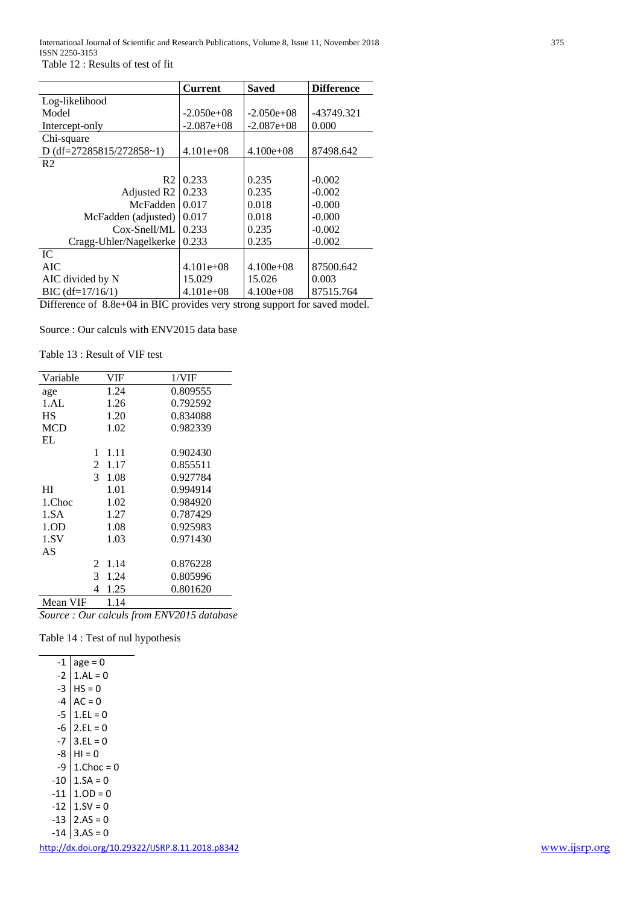Table 12 : Results of test of fit

| | Current | Saved | Difference |
|---|---|---|---|
| Log-likelihood | | | |
| Model | -2.050e+08 | -2.050e+08 | -43749.321 |
| Intercept-only | -2.087e+08 | -2.087e+08 | 0.000 |
| Chi-square | | | |
| D (df=27285815/272858~1) | 4.101e+08 | 4.100e+08 | 87498.642 |
| R2 | | | |
| R2 | 0.233 | 0.235 | -0.002 |
| Adjusted R2 | 0.233 | 0.235 | -0.002 |
| McFadden | 0.017 | 0.018 | -0.000 |
| McFadden (adjusted) | 0.017 | 0.018 | -0.000 |
| Cox-Snell/ML | 0.233 | 0.235 | -0.002 |
| Cragg-Uhler/Nagelkerke | 0.233 | 0.235 | -0.002 |
| IC | | | |
| AIC | 4.101e+08 | 4.100e+08 | 87500.642 |
| AIC divided by N | 15.029 | 15.026 | 0.003 |
| BIC (df=17/16/1) | 4.101e+08 | 4.100e+08 | 87515.764 |

Difference of 8.8e+04 in BIC provides very strong support for saved model.

Source : Our calculs with ENV2015 data base

Table 13 : Result of VIF test

| Variable | VIF | 1/VIF |
|---|---|---|
| age | 1.24 | 0.809555 |
| 1.AL | 1.26 | 0.792592 |
| HS | 1.20 | 0.834088 |
| MCD | 1.02 | 0.982339 |
| EL | | |
| 1 | 1.11 | 0.902430 |
| 2 | 1.17 | 0.855511 |
| 3 | 1.08 | 0.927784 |
| HI | 1.01 | 0.994914 |
| 1.Choc | 1.02 | 0.984920 |
| 1.SA | 1.27 | 0.787429 |
| 1.OD | 1.08 | 0.925983 |
| 1.SV | 1.03 | 0.971430 |
| AS | | |
| 2 | 1.14 | 0.876228 |
| 3 | 1.24 | 0.805996 |
| 4 | 1.25 | 0.801620 |
| Mean VIF | 1.14 | |

*Source : Our calculs from ENV2015 database*

Table 14 : Test of nul hypothesis

| | |
|---|---|
| -1 | age = 0 |
| -2 | 1.AL = 0 |
| -3 | HS = 0 |
| -4 | AC = 0 |
| -5 | 1.EL = 0 |
| -6 | 2.EL = 0 |
| -7 | 3.EL = 0 |
| -8 | HI = 0 |
| -9 | 1.Choc = 0 |
| -10 | 1.SA = 0 |
| -11 | 1.OD = 0 |
| -12 | 1.SV = 0 |
| -13 | 2.AS = 0 |
| -14 | 3.AS = 0 |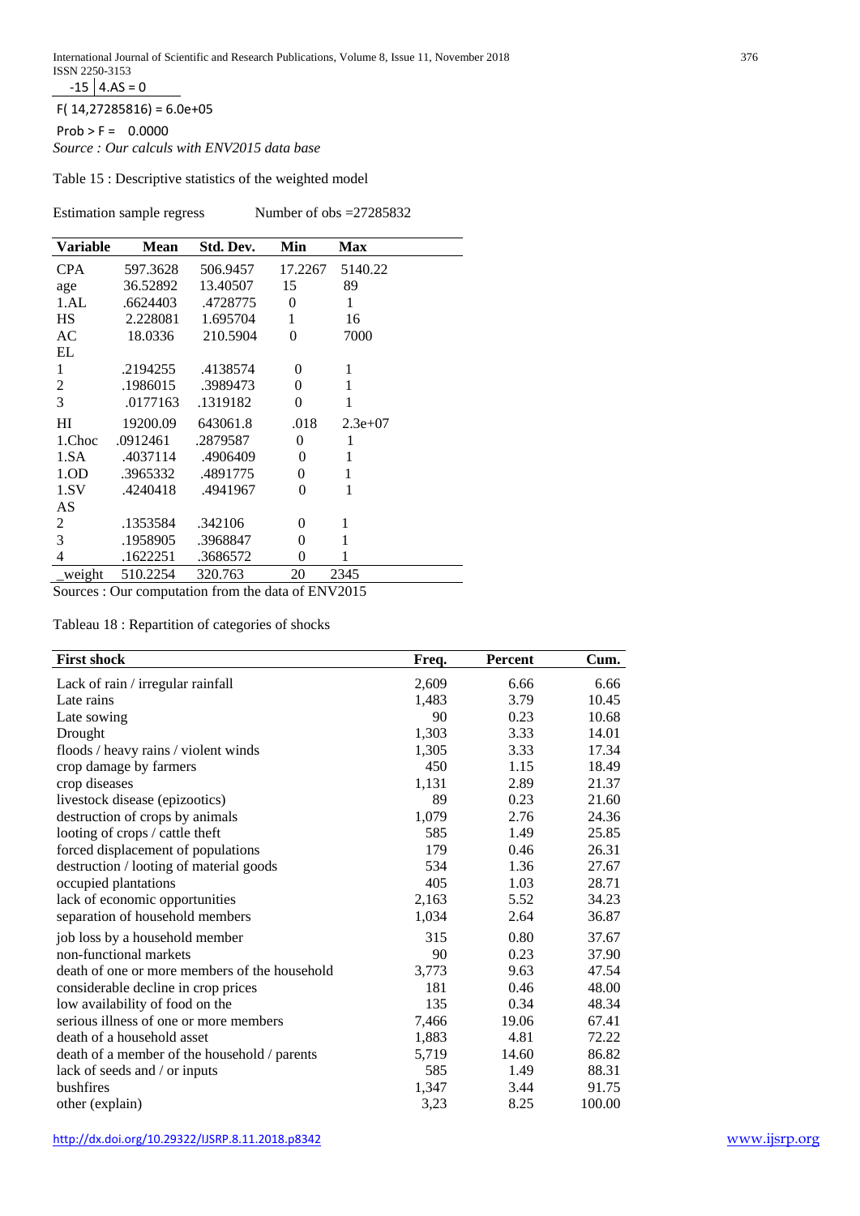-15 | 4.AS = 0

F( 14,27285816) = 6.0e+05

Prob > F = 0.0000

*Source : Our calculs with ENV2015 data base*

Table 15 : Descriptive statistics of the weighted model

Estimation sample regress Number of obs =27285832

| Variable | Mean | Std. Dev. | Min | Max |
|---|---|---|---|---|
| CPA | 597.3628 | 506.9457 | 17.2267 | 5140.22 |
| age | 36.52892 | 13.40507 | 15 | 89 |
| 1.AL | .6624403 | .4728775 | 0 | 1 |
| HS | 2.228081 | 1.695704 | 1 | 16 |
| AC | 18.0336 | 210.5904 | 0 | 7000 |
| EL | | | | |
| 1 | .2194255 | .4138574 | 0 | 1 |
| 2 | .1986015 | .3989473 | 0 | 1 |
| 3 | .0177163 | .1319182 | 0 | 1 |
| HI | 19200.09 | 643061.8 | .018 | 2.3e+07 |
| 1.Choc | .0912461 | .2879587 | 0 | 1 |
| 1.SA | .4037114 | .4906409 | 0 | 1 |
| 1.OD | .3965332 | .4891775 | 0 | 1 |
| 1.SV | .4240418 | .4941967 | 0 | 1 |
| AS | | | | |
| 2 | .1353584 | .342106 | 0 | 1 |
| 3 | .1958905 | .3968847 | 0 | 1 |
| 4 | .1622251 | .3686572 | 0 | 1 |
| _weight | 510.2254 | 320.763 | 20 | 2345 |

Sources : Our computation from the data of ENV2015

Tableau 18 : Repartition of categories of shocks

| First shock | Freq. | Percent | Cum. |
|---|---|---|---|
| Lack of rain / irregular rainfall | 2,609 | 6.66 | 6.66 |
| Late rains | 1,483 | 3.79 | 10.45 |
| Late sowing | 90 | 0.23 | 10.68 |
| Drought | 1,303 | 3.33 | 14.01 |
| floods / heavy rains / violent winds | 1,305 | 3.33 | 17.34 |
| crop damage by farmers | 450 | 1.15 | 18.49 |
| crop diseases | 1,131 | 2.89 | 21.37 |
| livestock disease (epizootics) | 89 | 0.23 | 21.60 |
| destruction of crops by animals | 1,079 | 2.76 | 24.36 |
| looting of crops / cattle theft | 585 | 1.49 | 25.85 |
| forced displacement of populations | 179 | 0.46 | 26.31 |
| destruction / looting of material goods | 534 | 1.36 | 27.67 |
| occupied plantations | 405 | 1.03 | 28.71 |
| lack of economic opportunities | 2,163 | 5.52 | 34.23 |
| separation of household members | 1,034 | 2.64 | 36.87 |
| job loss by a household member | 315 | 0.80 | 37.67 |
| non-functional markets | 90 | 0.23 | 37.90 |
| death of one or more members of the household | 3,773 | 9.63 | 47.54 |
| considerable decline in crop prices | 181 | 0.46 | 48.00 |
| low availability of food on the | 135 | 0.34 | 48.34 |
| serious illness of one or more members | 7,466 | 19.06 | 67.41 |
| death of a household asset | 1,883 | 4.81 | 72.22 |
| death of a member of the household / parents | 5,719 | 14.60 | 86.82 |
| lack of seeds and / or inputs | 585 | 1.49 | 88.31 |
| bushfires | 1,347 | 3.44 | 91.75 |
| other (explain) | 3,23 | 8.25 | 100.00 |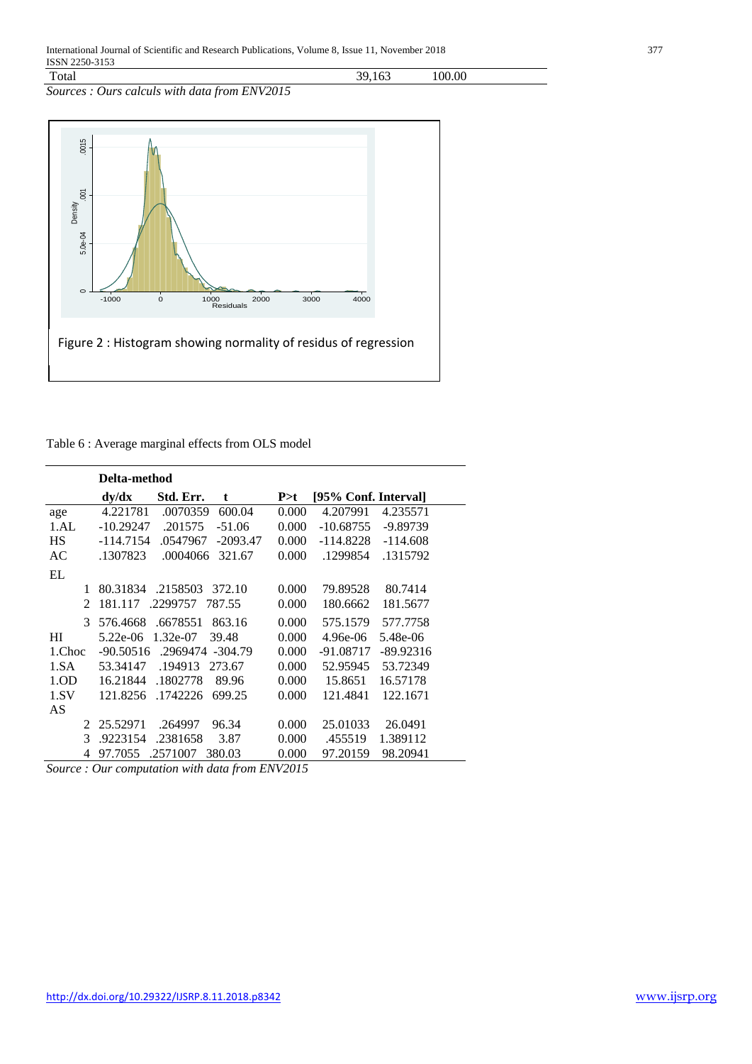| Total | 39,163 | 100.00 |
|---|---|---|

*Sources : Ours calculs with data from ENV2015*

Density
.0015
.001
5.0e-04
0
-1000
0
1000
2000
3000
4000
Residuals

Figure 2 : Histogram showing normality of residus of regression

Table 6 : Average marginal effects from OLS model

| | | Delta-method | | | | |
|---|---|---|---|---|---|---|
| | dy/dx | Std. Err. | t | P>t | [95% Conf. Interval] | |
| age | 4.221781 | .0070359 | 600.04 | 0.000 | 4.207991 | 4.235571 |
| 1.AL | -10.29247 | .201575 | -51.06 | 0.000 | -10.68755 | -9.89739 |
| HS | -114.7154 | .0547967 | -2093.47 | 0.000 | -114.8228 | -114.608 |
| AC | .1307823 | .0004066 | 321.67 | 0.000 | .1299854 | .1315792 |
| EL | | | | | | |
| 1 | 80.31834 | .2158503 | 372.10 | 0.000 | 79.89528 | 80.7414 |
| 2 | 181.117 | .2299757 | 787.55 | 0.000 | 180.6662 | 181.5677 |
| 3 | 576.4668 | .6678551 | 863.16 | 0.000 | 575.1579 | 577.7758 |
| HI | 5.22e-06 | 1.32e-07 | 39.48 | 0.000 | 4.96e-06 | 5.48e-06 |
| 1.Choc | -90.50516 | .2969474 | -304.79 | 0.000 | -91.08717 | -89.92316 |
| 1.SA | 53.34147 | .194913 | 273.67 | 0.000 | 52.95945 | 53.72349 |
| 1.OD | 16.21844 | .1802778 | 89.96 | 0.000 | 15.8651 | 16.57178 |
| 1.SV | 121.8256 | .1742226 | 699.25 | 0.000 | 121.4841 | 122.1671 |
| AS | | | | | | |
| 2 | 25.52971 | .264997 | 96.34 | 0.000 | 25.01033 | 26.0491 |
| 3 | .9223154 | .2381658 | 3.87 | 0.000 | .455519 | 1.389112 |
| 4 | 97.7055 | .2571007 | 380.03 | 0.000 | 97.20159 | 98.20941 |

*Source : Our computation with data from ENV2015*